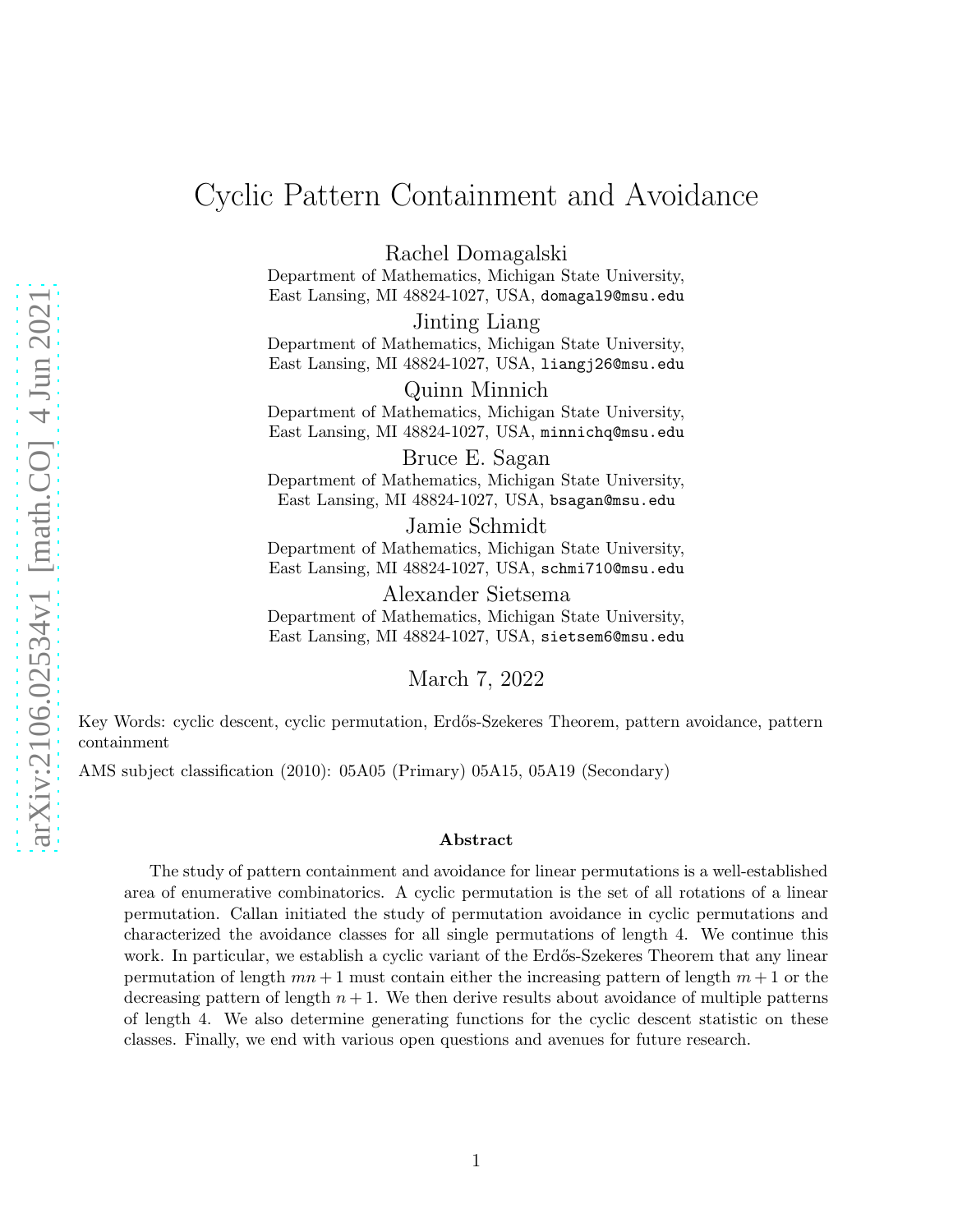# Cyclic Pattern Containment and Avoidance

Rachel Domagalski
Department of Mathematics, Michigan State University,
East Lansing, MI 48824-1027, USA, domagal9@msu.edu

Jinting Liang
Department of Mathematics, Michigan State University,
East Lansing, MI 48824-1027, USA, liangj26@msu.edu

Quinn Minnich
Department of Mathematics, Michigan State University,
East Lansing, MI 48824-1027, USA, minnichq@msu.edu

Bruce E. Sagan
Department of Mathematics, Michigan State University,
East Lansing, MI 48824-1027, USA, bsagan@msu.edu

Jamie Schmidt
Department of Mathematics, Michigan State University,
East Lansing, MI 48824-1027, USA, schmi710@msu.edu

Alexander Sietsema
Department of Mathematics, Michigan State University,
East Lansing, MI 48824-1027, USA, sietsem6@msu.edu

March 7, 2022

Key Words: cyclic descent, cyclic permutation, Erdős-Szekeres Theorem, pattern avoidance, pattern containment

AMS subject classification (2010): 05A05 (Primary) 05A15, 05A19 (Secondary)

**Abstract**

The study of pattern containment and avoidance for linear permutations is a well-established area of enumerative combinatorics. A cyclic permutation is the set of all rotations of a linear permutation. Callan initiated the study of permutation avoidance in cyclic permutations and characterized the avoidance classes for all single permutations of length 4. We continue this work. In particular, we establish a cyclic variant of the Erdős-Szekeres Theorem that any linear permutation of length $mn+1$ must contain either the increasing pattern of length $m+1$ or the decreasing pattern of length $n+1$. We then derive results about avoidance of multiple patterns of length 4. We also determine generating functions for the cyclic descent statistic on these classes. Finally, we end with various open questions and avenues for future research.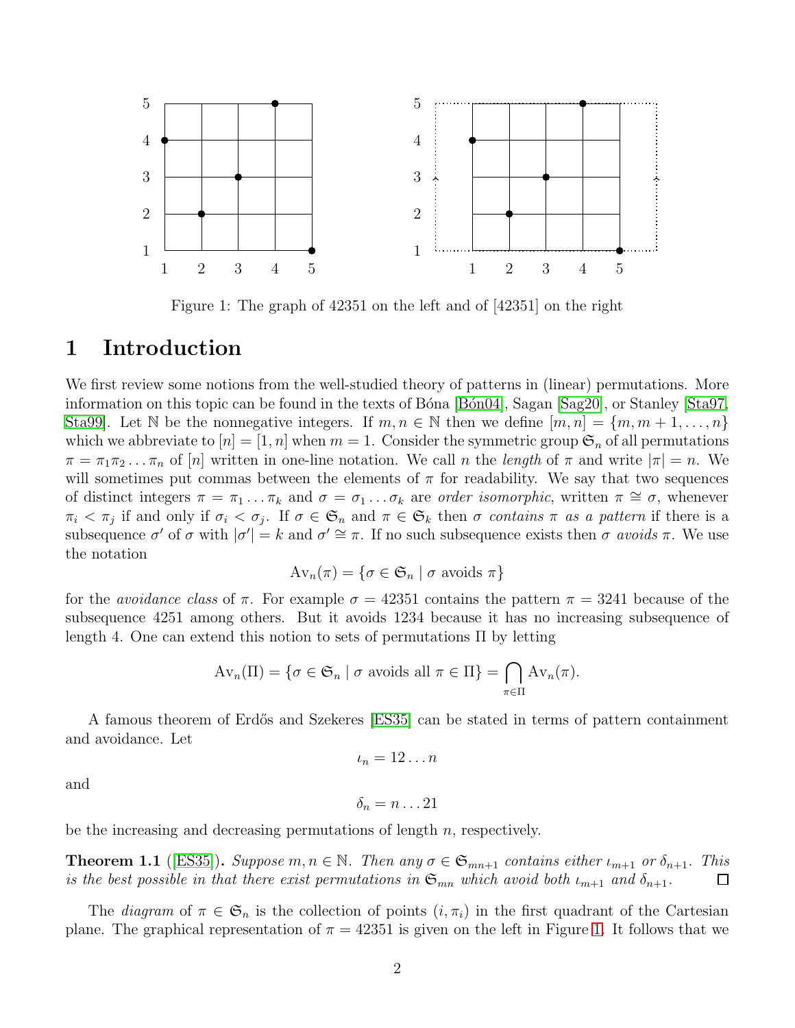Figure 1: The graph of 42351 on the left and of [42351] on the right

# 1 Introduction

We first review some notions from the well-studied theory of patterns in (linear) permutations. More information on this topic can be found in the texts of Bóna [Bón04], Sagan [Sag20], or Stanley [Sta97, Sta99]. Let $\mathbb{N}$ be the nonnegative integers. If $m, n \in \mathbb{N}$ then we define $[m, n] = \{m, m+1, \ldots, n\}$ which we abbreviate to $[n] = [1, n]$ when $m = 1$. Consider the symmetric group $\mathfrak{S}_n$ of all permutations $\pi = \pi_1\pi_2\ldots\pi_n$ of $[n]$ written in one-line notation. We call $n$ the *length* of $\pi$ and write $|\pi| = n$. We will sometimes put commas between the elements of $\pi$ for readability. We say that two sequences of distinct integers $\pi = \pi_1 \ldots \pi_k$ and $\sigma = \sigma_1 \ldots \sigma_k$ are *order isomorphic*, written $\pi \cong \sigma$, whenever $\pi_i < \pi_j$ if and only if $\sigma_i < \sigma_j$. If $\sigma \in \mathfrak{S}_n$ and $\pi \in \mathfrak{S}_k$ then $\sigma$ *contains* $\pi$ *as a pattern* if there is a subsequence $\sigma'$ of $\sigma$ with $|\sigma'| = k$ and $\sigma' \cong \pi$. If no such subsequence exists then $\sigma$ *avoids* $\pi$. We use the notation

$$\mathrm{Av}_n(\pi) = \{\sigma \in \mathfrak{S}_n \mid \sigma \text{ avoids } \pi\}$$

for the *avoidance class* of $\pi$. For example $\sigma = 42351$ contains the pattern $\pi = 3241$ because of the subsequence 4251 among others. But it avoids 1234 because it has no increasing subsequence of length 4. One can extend this notion to sets of permutations $\Pi$ by letting

$$\mathrm{Av}_n(\Pi) = \{\sigma \in \mathfrak{S}_n \mid \sigma \text{ avoids all } \pi \in \Pi\} = \bigcap_{\pi \in \Pi} \mathrm{Av}_n(\pi).$$

A famous theorem of Erdős and Szekeres [ES35] can be stated in terms of pattern containment and avoidance. Let

$$\iota_n = 12\ldots n$$

and

$$\delta_n = n \ldots 21$$

be the increasing and decreasing permutations of length $n$, respectively.

**Theorem 1.1** ([ES35]). *Suppose $m, n \in \mathbb{N}$. Then any $\sigma \in \mathfrak{S}_{mn+1}$ contains either $\iota_{m+1}$ or $\delta_{n+1}$. This is the best possible in that there exist permutations in $\mathfrak{S}_{mn}$ which avoid both $\iota_{m+1}$ and $\delta_{n+1}$.* □

The *diagram* of $\pi \in \mathfrak{S}_n$ is the collection of points $(i, \pi_i)$ in the first quadrant of the Cartesian plane. The graphical representation of $\pi = 42351$ is given on the left in Figure 1. It follows that we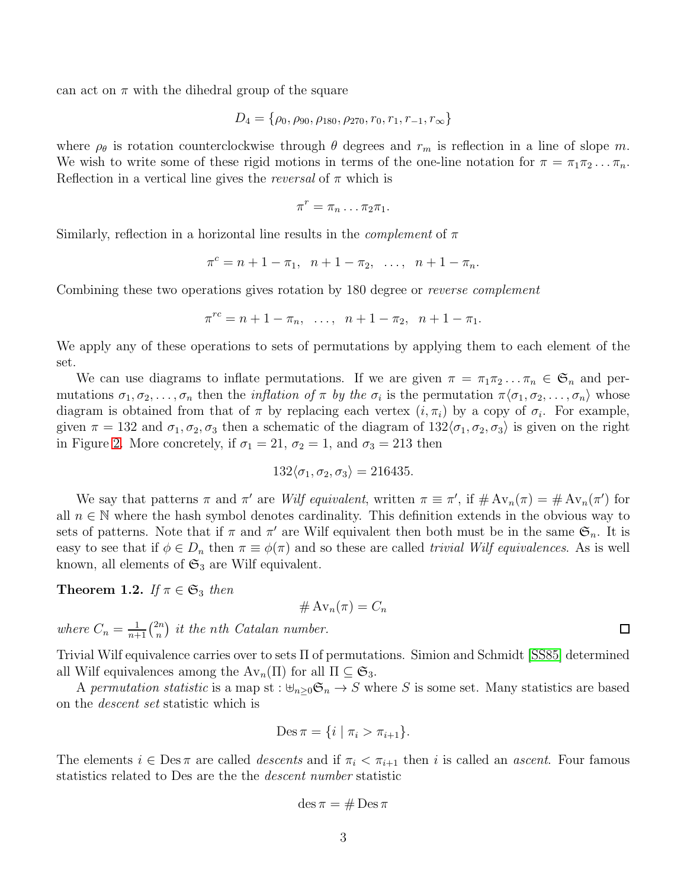can act on $\pi$ with the dihedral group of the square

$$D_4 = \{\rho_0, \rho_{90}, \rho_{180}, \rho_{270}, r_0, r_1, r_{-1}, r_\infty\}$$

where $\rho_\theta$ is rotation counterclockwise through $\theta$ degrees and $r_m$ is reflection in a line of slope $m$. We wish to write some of these rigid motions in terms of the one-line notation for $\pi = \pi_1\pi_2\ldots\pi_n$. Reflection in a vertical line gives the *reversal* of $\pi$ which is

$$\pi^r = \pi_n \ldots \pi_2\pi_1.$$

Similarly, reflection in a horizontal line results in the *complement* of $\pi$

$$\pi^c = n+1-\pi_1, \quad n+1-\pi_2, \quad \ldots, \quad n+1-\pi_n.$$

Combining these two operations gives rotation by 180 degree or *reverse complement*

$$\pi^{rc} = n+1-\pi_n, \quad \ldots, \quad n+1-\pi_2, \quad n+1-\pi_1.$$

We apply any of these operations to sets of permutations by applying them to each element of the set.

We can use diagrams to inflate permutations. If we are given $\pi = \pi_1\pi_2\ldots\pi_n \in \mathfrak{S}_n$ and permutations $\sigma_1, \sigma_2, \ldots, \sigma_n$ then the *inflation of $\pi$ by the $\sigma_i$* is the permutation $\pi\langle\sigma_1, \sigma_2, \ldots, \sigma_n\rangle$ whose diagram is obtained from that of $\pi$ by replacing each vertex $(i, \pi_i)$ by a copy of $\sigma_i$. For example, given $\pi = 132$ and $\sigma_1, \sigma_2, \sigma_3$ then a schematic of the diagram of $132\langle\sigma_1, \sigma_2, \sigma_3\rangle$ is given on the right in Figure 2. More concretely, if $\sigma_1 = 21$, $\sigma_2 = 1$, and $\sigma_3 = 213$ then

$$132\langle\sigma_1, \sigma_2, \sigma_3\rangle = 216435.$$

We say that patterns $\pi$ and $\pi'$ are *Wilf equivalent*, written $\pi \equiv \pi'$, if $\#\operatorname{Av}_n(\pi) = \#\operatorname{Av}_n(\pi')$ for all $n \in \mathbb{N}$ where the hash symbol denotes cardinality. This definition extends in the obvious way to sets of patterns. Note that if $\pi$ and $\pi'$ are Wilf equivalent then both must be in the same $\mathfrak{S}_n$. It is easy to see that if $\phi \in D_n$ then $\pi \equiv \phi(\pi)$ and so these are called *trivial Wilf equivalences*. As is well known, all elements of $\mathfrak{S}_3$ are Wilf equivalent.

**Theorem 1.2.** *If $\pi \in \mathfrak{S}_3$ then*

$$\#\operatorname{Av}_n(\pi) = C_n$$

*where $C_n = \frac{1}{n+1}\binom{2n}{n}$ it the nth Catalan number.* □

Trivial Wilf equivalence carries over to sets $\Pi$ of permutations. Simion and Schmidt [SS85] determined all Wilf equivalences among the $\operatorname{Av}_n(\Pi)$ for all $\Pi \subseteq \mathfrak{S}_3$.

A *permutation statistic* is a map $\operatorname{st} : \uplus_{n\geq 0}\mathfrak{S}_n \to S$ where $S$ is some set. Many statistics are based on the *descent set* statistic which is

$$\operatorname{Des}\pi = \{i \mid \pi_i > \pi_{i+1}\}.$$

The elements $i \in \operatorname{Des}\pi$ are called *descents* and if $\pi_i < \pi_{i+1}$ then $i$ is called an *ascent*. Four famous statistics related to Des are the the *descent number* statistic

$$\operatorname{des}\pi = \#\operatorname{Des}\pi$$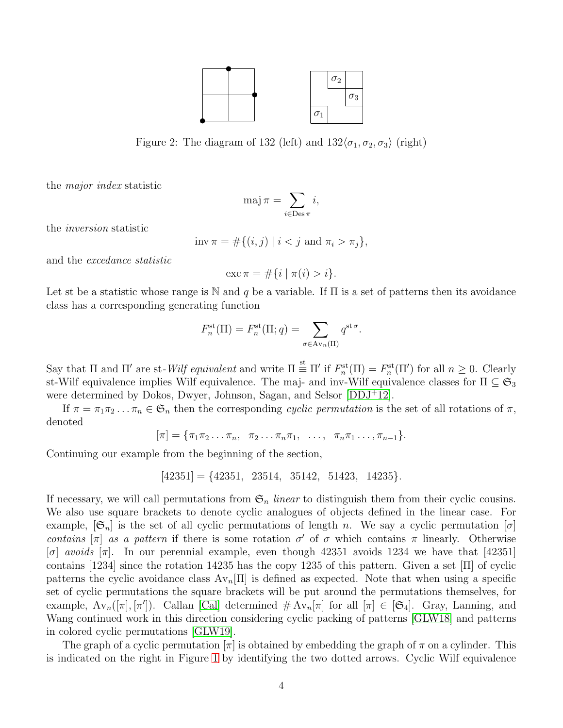Figure 2: The diagram of 132 (left) and $132\langle\sigma_1, \sigma_2, \sigma_3\rangle$ (right)

the *major index* statistic

$$\operatorname{maj} \pi = \sum_{i \in \operatorname{Des} \pi} i,$$

the *inversion* statistic

$$\operatorname{inv} \pi = \#\{(i,j) \mid i < j \text{ and } \pi_i > \pi_j\},$$

and the *excedance statistic*

$$\operatorname{exc} \pi = \#\{i \mid \pi(i) > i\}.$$

Let st be a statistic whose range is $\mathbb{N}$ and $q$ be a variable. If $\Pi$ is a set of patterns then its avoidance class has a corresponding generating function

$$F_n^{\mathrm{st}}(\Pi) = F_n^{\mathrm{st}}(\Pi; q) = \sum_{\sigma \in \operatorname{Av}_n(\Pi)} q^{\operatorname{st} \sigma}.$$

Say that $\Pi$ and $\Pi'$ are st-*Wilf equivalent* and write $\Pi \stackrel{\mathrm{st}}{\equiv} \Pi'$ if $F_n^{\mathrm{st}}(\Pi) = F_n^{\mathrm{st}}(\Pi')$ for all $n \geq 0$. Clearly st-Wilf equivalence implies Wilf equivalence. The maj- and inv-Wilf equivalence classes for $\Pi \subseteq \mathfrak{S}_3$ were determined by Dokos, Dwyer, Johnson, Sagan, and Selsor [DDJ+12].

If $\pi = \pi_1 \pi_2 \ldots \pi_n \in \mathfrak{S}_n$ then the corresponding *cyclic permutation* is the set of all rotations of $\pi$, denoted

$$[\pi] = \{\pi_1\pi_2\ldots\pi_n,\ \ \pi_2\ldots\pi_n\pi_1,\ \ \ldots,\ \ \pi_n\pi_1\ldots,\pi_{n-1}\}.$$

Continuing our example from the beginning of the section,

$$[42351] = \{42351,\ \ 23514,\ \ 35142,\ \ 51423,\ \ 14235\}.$$

If necessary, we will call permutations from $\mathfrak{S}_n$ *linear* to distinguish them from their cyclic cousins. We also use square brackets to denote cyclic analogues of objects defined in the linear case. For example, $[\mathfrak{S}_n]$ is the set of all cyclic permutations of length $n$. We say a cyclic permutation $[\sigma]$ *contains* $[\pi]$ *as a pattern* if there is some rotation $\sigma'$ of $\sigma$ which contains $\pi$ linearly. Otherwise $[\sigma]$ *avoids* $[\pi]$. In our perennial example, even though 42351 avoids 1234 we have that $[42351]$ contains $[1234]$ since the rotation 14235 has the copy 1235 of this pattern. Given a set $[\Pi]$ of cyclic patterns the cyclic avoidance class $\operatorname{Av}_n[\Pi]$ is defined as expected. Note that when using a specific set of cyclic permutations the square brackets will be put around the permutations themselves, for example, $\operatorname{Av}_n([\pi],[\pi'])$. Callan [Cal] determined $\#\operatorname{Av}_n[\pi]$ for all $[\pi] \in [\mathfrak{S}_4]$. Gray, Lanning, and Wang continued work in this direction considering cyclic packing of patterns [GLW18] and patterns in colored cyclic permutations [GLW19].

The graph of a cyclic permutation $[\pi]$ is obtained by embedding the graph of $\pi$ on a cylinder. This is indicated on the right in Figure 1 by identifying the two dotted arrows. Cyclic Wilf equivalence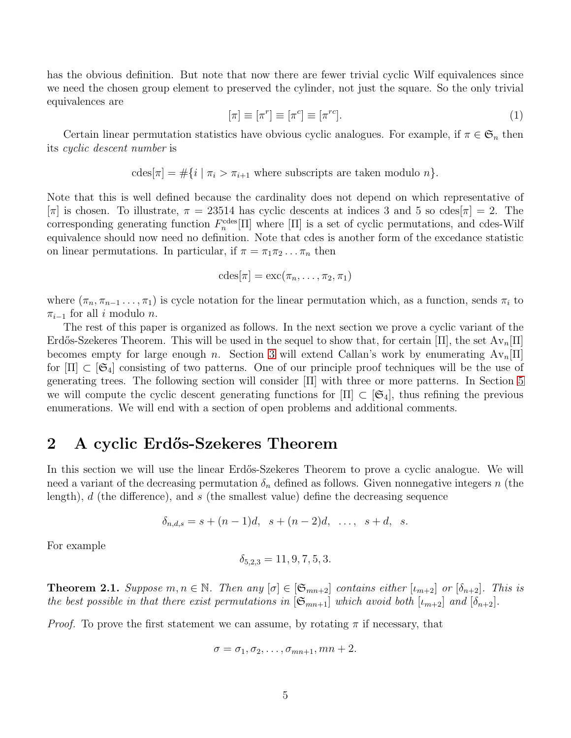has the obvious definition. But note that now there are fewer trivial cyclic Wilf equivalences since we need the chosen group element to preserved the cylinder, not just the square. So the only trivial equivalences are

$$[\pi] \equiv [\pi^r] \equiv [\pi^c] \equiv [\pi^{rc}]. \tag{1}$$

Certain linear permutation statistics have obvious cyclic analogues. For example, if $\pi \in \mathfrak{S}_n$ then its *cyclic descent number* is

$$\operatorname{cdes}[\pi] = \#\{i \mid \pi_i > \pi_{i+1} \text{ where subscripts are taken modulo } n\}.$$

Note that this is well defined because the cardinality does not depend on which representative of $[\pi]$ is chosen. To illustrate, $\pi = 23514$ has cyclic descents at indices 3 and 5 so $\operatorname{cdes}[\pi] = 2$. The corresponding generating function $F_n^{\operatorname{cdes}}[\Pi]$ where $[\Pi]$ is a set of cyclic permutations, and cdes-Wilf equivalence should now need no definition. Note that cdes is another form of the excedance statistic on linear permutations. In particular, if $\pi = \pi_1\pi_2\ldots\pi_n$ then

$$\operatorname{cdes}[\pi] = \operatorname{exc}(\pi_n, \ldots, \pi_2, \pi_1)$$

where $(\pi_n, \pi_{n-1}\ldots, \pi_1)$ is cycle notation for the linear permutation which, as a function, sends $\pi_i$ to $\pi_{i-1}$ for all $i$ modulo $n$.

The rest of this paper is organized as follows. In the next section we prove a cyclic variant of the Erdős-Szekeres Theorem. This will be used in the sequel to show that, for certain $[\Pi]$, the set $\operatorname{Av}_n[\Pi]$ becomes empty for large enough $n$. Section 3 will extend Callan's work by enumerating $\operatorname{Av}_n[\Pi]$ for $[\Pi] \subset [\mathfrak{S}_4]$ consisting of two patterns. One of our principle proof techniques will be the use of generating trees. The following section will consider $[\Pi]$ with three or more patterns. In Section 5 we will compute the cyclic descent generating functions for $[\Pi] \subset [\mathfrak{S}_4]$, thus refining the previous enumerations. We will end with a section of open problems and additional comments.

## 2 A cyclic Erdős-Szekeres Theorem

In this section we will use the linear Erdős-Szekeres Theorem to prove a cyclic analogue. We will need a variant of the decreasing permutation $\delta_n$ defined as follows. Given nonnegative integers $n$ (the length), $d$ (the difference), and $s$ (the smallest value) define the decreasing sequence

$$\delta_{n,d,s} = s + (n-1)d, \;\; s + (n-2)d, \;\; \ldots, \;\; s + d, \;\; s.$$

For example

$$\delta_{5,2,3} = 11, 9, 7, 5, 3.$$

**Theorem 2.1.** *Suppose $m, n \in \mathbb{N}$. Then any $[\sigma] \in [\mathfrak{S}_{mn+2}]$ contains either $[\iota_{m+2}]$ or $[\delta_{n+2}]$. This is the best possible in that there exist permutations in $[\mathfrak{S}_{mn+1}]$ which avoid both $[\iota_{m+2}]$ and $[\delta_{n+2}]$.*

*Proof.* To prove the first statement we can assume, by rotating $\pi$ if necessary, that

$$\sigma = \sigma_1, \sigma_2, \ldots, \sigma_{mn+1}, mn + 2.$$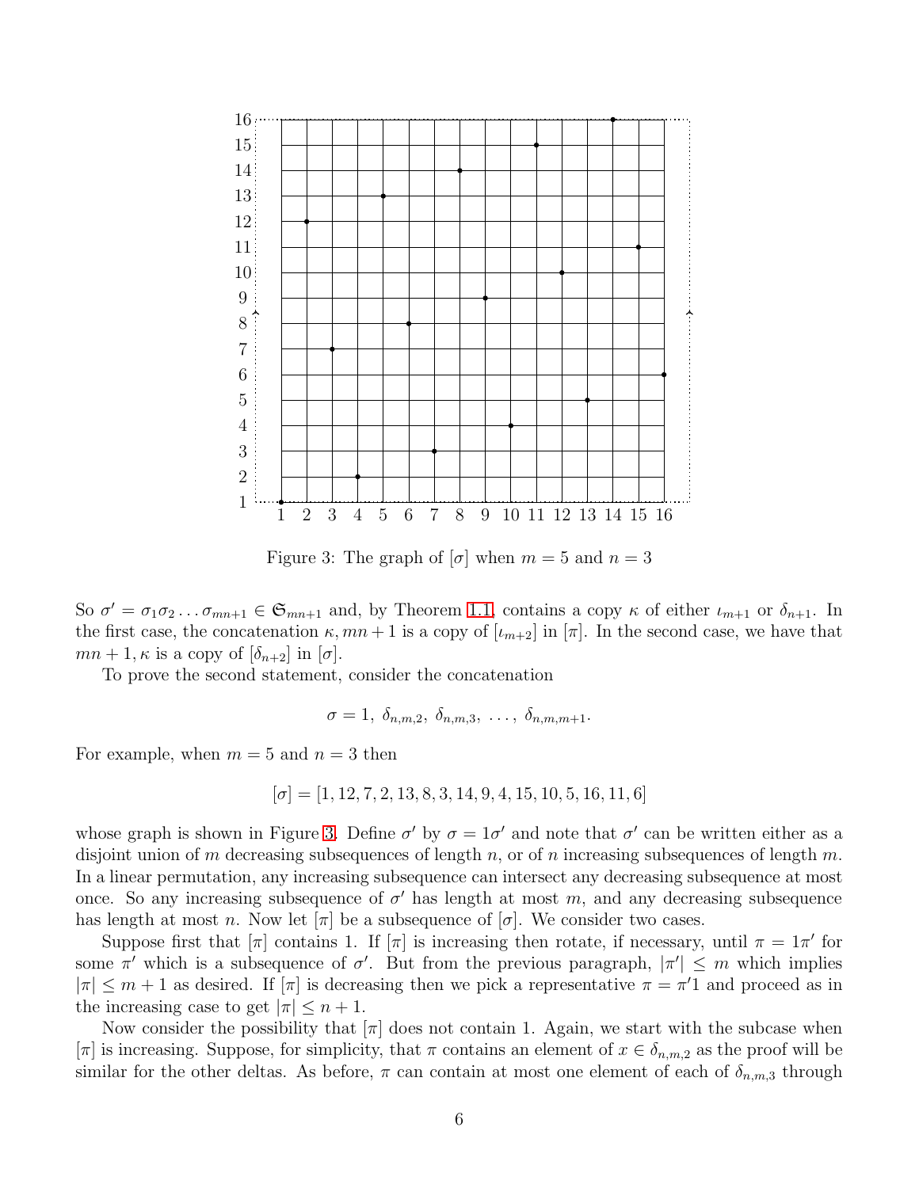Figure 3: The graph of $[\sigma]$ when $m = 5$ and $n = 3$

So $\sigma' = \sigma_1\sigma_2 \ldots \sigma_{mn+1} \in \mathfrak{S}_{mn+1}$ and, by Theorem 1.1, contains a copy $\kappa$ of either $\iota_{m+1}$ or $\delta_{n+1}$. In the first case, the concatenation $\kappa, mn+1$ is a copy of $[\iota_{m+2}]$ in $[\pi]$. In the second case, we have that $mn+1, \kappa$ is a copy of $[\delta_{n+2}]$ in $[\sigma]$.

To prove the second statement, consider the concatenation

$$\sigma = 1,\ \delta_{n,m,2},\ \delta_{n,m,3},\ \ldots,\ \delta_{n,m,m+1}.$$

For example, when $m = 5$ and $n = 3$ then

$$[\sigma] = [1, 12, 7, 2, 13, 8, 3, 14, 9, 4, 15, 10, 5, 16, 11, 6]$$

whose graph is shown in Figure 3. Define $\sigma'$ by $\sigma = 1\sigma'$ and note that $\sigma'$ can be written either as a disjoint union of $m$ decreasing subsequences of length $n$, or of $n$ increasing subsequences of length $m$. In a linear permutation, any increasing subsequence can intersect any decreasing subsequence at most once. So any increasing subsequence of $\sigma'$ has length at most $m$, and any decreasing subsequence has length at most $n$. Now let $[\pi]$ be a subsequence of $[\sigma]$. We consider two cases.

Suppose first that $[\pi]$ contains 1. If $[\pi]$ is increasing then rotate, if necessary, until $\pi = 1\pi'$ for some $\pi'$ which is a subsequence of $\sigma'$. But from the previous paragraph, $|\pi'| \leq m$ which implies $|\pi| \leq m+1$ as desired. If $[\pi]$ is decreasing then we pick a representative $\pi = \pi'1$ and proceed as in the increasing case to get $|\pi| \leq n+1$.

Now consider the possibility that $[\pi]$ does not contain 1. Again, we start with the subcase when $[\pi]$ is increasing. Suppose, for simplicity, that $\pi$ contains an element of $x \in \delta_{n,m,2}$ as the proof will be similar for the other deltas. As before, $\pi$ can contain at most one element of each of $\delta_{n,m,3}$ through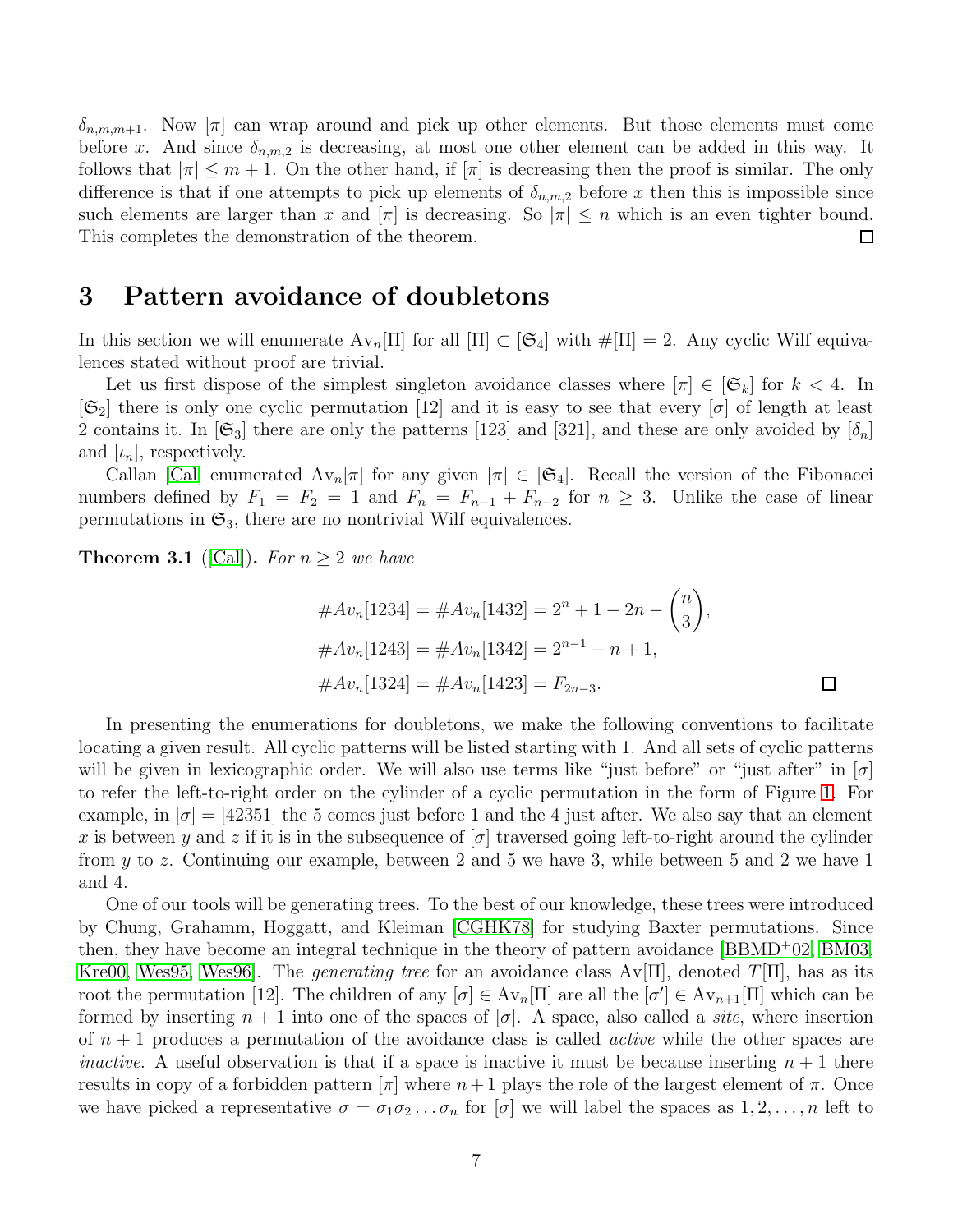$\delta_{n,m,m+1}$. Now $[\pi]$ can wrap around and pick up other elements. But those elements must come before $x$. And since $\delta_{n,m,2}$ is decreasing, at most one other element can be added in this way. It follows that $|\pi| \le m+1$. On the other hand, if $[\pi]$ is decreasing then the proof is similar. The only difference is that if one attempts to pick up elements of $\delta_{n,m,2}$ before $x$ then this is impossible since such elements are larger than $x$ and $[\pi]$ is decreasing. So $|\pi| \le n$ which is an even tighter bound. This completes the demonstration of the theorem. □

# 3 Pattern avoidance of doubletons

In this section we will enumerate $\mathrm{Av}_n[\Pi]$ for all $[\Pi] \subset [\mathfrak{S}_4]$ with $\#[\Pi] = 2$. Any cyclic Wilf equivalences stated without proof are trivial.

Let us first dispose of the simplest singleton avoidance classes where $[\pi] \in [\mathfrak{S}_k]$ for $k < 4$. In $[\mathfrak{S}_2]$ there is only one cyclic permutation $[12]$ and it is easy to see that every $[\sigma]$ of length at least 2 contains it. In $[\mathfrak{S}_3]$ there are only the patterns $[123]$ and $[321]$, and these are only avoided by $[\delta_n]$ and $[\iota_n]$, respectively.

Callan [Cal] enumerated $\mathrm{Av}_n[\pi]$ for any given $[\pi] \in [\mathfrak{S}_4]$. Recall the version of the Fibonacci numbers defined by $F_1 = F_2 = 1$ and $F_n = F_{n-1} + F_{n-2}$ for $n \ge 3$. Unlike the case of linear permutations in $\mathfrak{S}_3$, there are no nontrivial Wilf equivalences.

**Theorem 3.1** ([Cal]). *For $n \ge 2$ we have*

$$\#Av_n[1234] = \#Av_n[1432] = 2^n + 1 - 2n - \binom{n}{3},$$
$$\#Av_n[1243] = \#Av_n[1342] = 2^{n-1} - n + 1,$$
$$\#Av_n[1324] = \#Av_n[1423] = F_{2n-3}.$$

□

In presenting the enumerations for doubletons, we make the following conventions to facilitate locating a given result. All cyclic patterns will be listed starting with 1. And all sets of cyclic patterns will be given in lexicographic order. We will also use terms like "just before" or "just after" in $[\sigma]$ to refer the left-to-right order on the cylinder of a cyclic permutation in the form of Figure 1. For example, in $[\sigma] = [42351]$ the 5 comes just before 1 and the 4 just after. We also say that an element $x$ is between $y$ and $z$ if it is in the subsequence of $[\sigma]$ traversed going left-to-right around the cylinder from $y$ to $z$. Continuing our example, between 2 and 5 we have 3, while between 5 and 2 we have 1 and 4.

One of our tools will be generating trees. To the best of our knowledge, these trees were introduced by Chung, Grahamm, Hoggatt, and Kleiman [CGHK78] for studying Baxter permutations. Since then, they have become an integral technique in the theory of pattern avoidance [BBMD+02, BM03, Kre00, Wes95, Wes96]. The *generating tree* for an avoidance class $\mathrm{Av}[\Pi]$, denoted $T[\Pi]$, has as its root the permutation $[12]$. The children of any $[\sigma] \in \mathrm{Av}_n[\Pi]$ are all the $[\sigma'] \in \mathrm{Av}_{n+1}[\Pi]$ which can be formed by inserting $n+1$ into one of the spaces of $[\sigma]$. A space, also called a *site*, where insertion of $n+1$ produces a permutation of the avoidance class is called *active* while the other spaces are *inactive*. A useful observation is that if a space is inactive it must be because inserting $n+1$ there results in copy of a forbidden pattern $[\pi]$ where $n+1$ plays the role of the largest element of $\pi$. Once we have picked a representative $\sigma = \sigma_1\sigma_2\ldots\sigma_n$ for $[\sigma]$ we will label the spaces as $1, 2, \ldots, n$ left to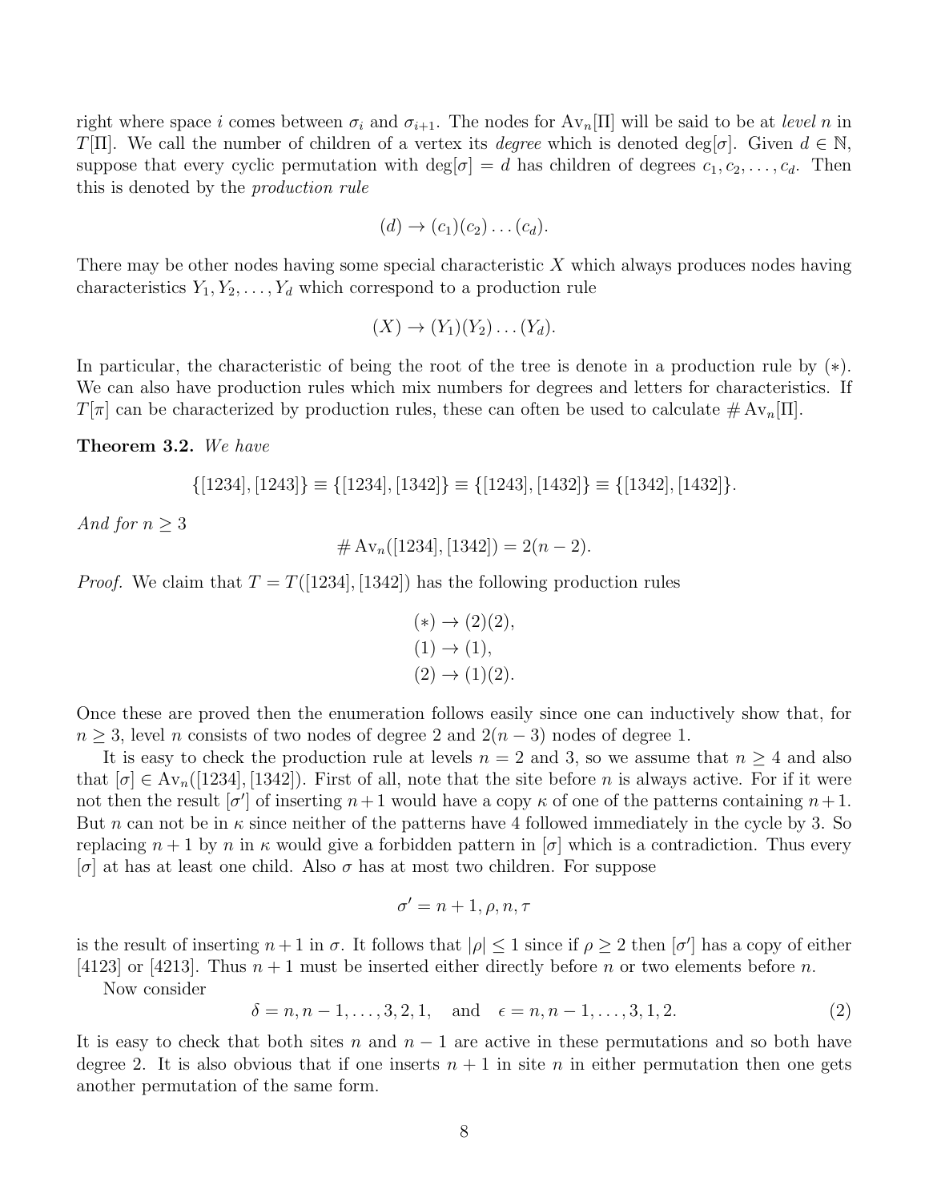right where space $i$ comes between $\sigma_i$ and $\sigma_{i+1}$. The nodes for $\mathrm{Av}_n[\Pi]$ will be said to be at *level* $n$ in $T[\Pi]$. We call the number of children of a vertex its *degree* which is denoted $\deg[\sigma]$. Given $d \in \mathbb{N}$, suppose that every cyclic permutation with $\deg[\sigma] = d$ has children of degrees $c_1, c_2, \ldots, c_d$. Then this is denoted by the *production rule*

$$(d) \to (c_1)(c_2)\ldots(c_d).$$

There may be other nodes having some special characteristic $X$ which always produces nodes having characteristics $Y_1, Y_2, \ldots, Y_d$ which correspond to a production rule

$$(X) \to (Y_1)(Y_2)\ldots(Y_d).$$

In particular, the characteristic of being the root of the tree is denote in a production rule by $(*)$. We can also have production rules which mix numbers for degrees and letters for characteristics. If $T[\pi]$ can be characterized by production rules, these can often be used to calculate $\#\,\mathrm{Av}_n[\Pi]$.

**Theorem 3.2.** *We have*

$$\{[1234], [1243]\} \equiv \{[1234], [1342]\} \equiv \{[1243], [1432]\} \equiv \{[1342], [1432]\}.$$

*And for* $n \geq 3$

$$\#\,\mathrm{Av}_n([1234], [1342]) = 2(n-2).$$

*Proof.* We claim that $T = T([1234], [1342])$ has the following production rules

$$\begin{aligned}
&(*) \to (2)(2),\\
&(1) \to (1),\\
&(2) \to (1)(2).
\end{aligned}$$

Once these are proved then the enumeration follows easily since one can inductively show that, for $n \geq 3$, level $n$ consists of two nodes of degree 2 and $2(n-3)$ nodes of degree 1.

It is easy to check the production rule at levels $n = 2$ and 3, so we assume that $n \geq 4$ and also that $[\sigma] \in \mathrm{Av}_n([1234], [1342])$. First of all, note that the site before $n$ is always active. For if it were not then the result $[\sigma']$ of inserting $n+1$ would have a copy $\kappa$ of one of the patterns containing $n+1$. But $n$ can not be in $\kappa$ since neither of the patterns have 4 followed immediately in the cycle by 3. So replacing $n+1$ by $n$ in $\kappa$ would give a forbidden pattern in $[\sigma]$ which is a contradiction. Thus every $[\sigma]$ at has at least one child. Also $\sigma$ has at most two children. For suppose

$$\sigma' = n+1, \rho, n, \tau$$

is the result of inserting $n+1$ in $\sigma$. It follows that $|\rho| \leq 1$ since if $\rho \geq 2$ then $[\sigma']$ has a copy of either [4123] or [4213]. Thus $n+1$ must be inserted either directly before $n$ or two elements before $n$.

Now consider

$$\delta = n, n-1, \ldots, 3, 2, 1, \quad \text{and} \quad \epsilon = n, n-1, \ldots, 3, 1, 2. \tag{2}$$

It is easy to check that both sites $n$ and $n-1$ are active in these permutations and so both have degree 2. It is also obvious that if one inserts $n+1$ in site $n$ in either permutation then one gets another permutation of the same form.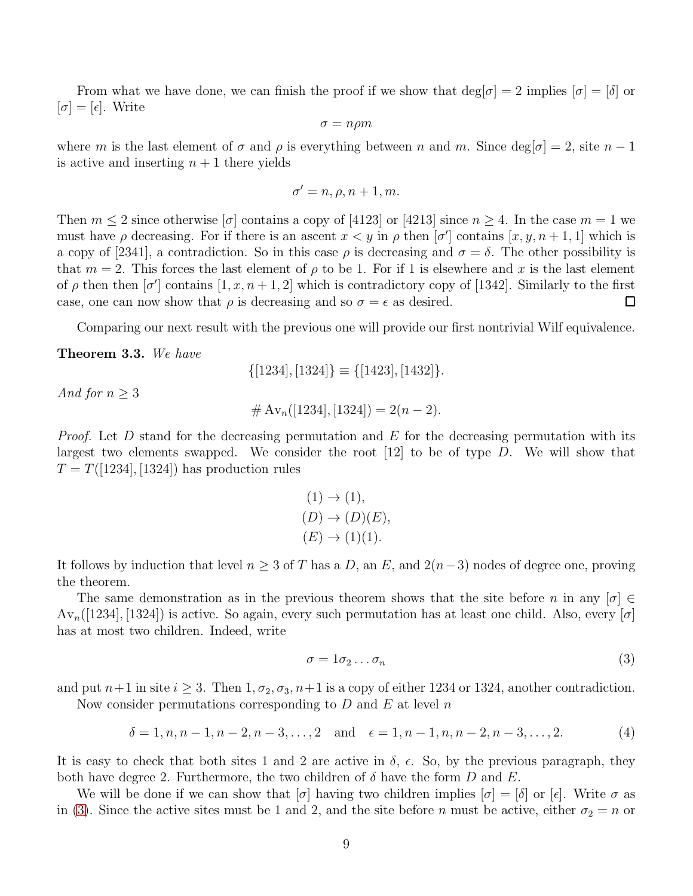From what we have done, we can finish the proof if we show that $\deg[\sigma] = 2$ implies $[\sigma] = [\delta]$ or $[\sigma] = [\epsilon]$. Write

$$\sigma = n\rho m$$

where $m$ is the last element of $\sigma$ and $\rho$ is everything between $n$ and $m$. Since $\deg[\sigma] = 2$, site $n-1$ is active and inserting $n+1$ there yields

$$\sigma' = n, \rho, n+1, m.$$

Then $m \leq 2$ since otherwise $[\sigma]$ contains a copy of [4123] or [4213] since $n \geq 4$. In the case $m = 1$ we must have $\rho$ decreasing. For if there is an ascent $x < y$ in $\rho$ then $[\sigma']$ contains $[x, y, n+1, 1]$ which is a copy of [2341], a contradiction. So in this case $\rho$ is decreasing and $\sigma = \delta$. The other possibility is that $m = 2$. This forces the last element of $\rho$ to be 1. For if 1 is elsewhere and $x$ is the last element of $\rho$ then then $[\sigma']$ contains $[1, x, n+1, 2]$ which is contradictory copy of [1342]. Similarly to the first case, one can now show that $\rho$ is decreasing and so $\sigma = \epsilon$ as desired. $\square$

Comparing our next result with the previous one will provide our first nontrivial Wilf equivalence.

**Theorem 3.3.** *We have*

$$\{[1234], [1324]\} \equiv \{[1423], [1432]\}.$$

*And for* $n \geq 3$

$$\# \operatorname{Av}_n([1234], [1324]) = 2(n-2).$$

*Proof.* Let $D$ stand for the decreasing permutation and $E$ for the decreasing permutation with its largest two elements swapped. We consider the root [12] to be of type $D$. We will show that $T = T([1234], [1324])$ has production rules

$$\begin{aligned}(1) &\to (1),\\ (D) &\to (D)(E),\\ (E) &\to (1)(1).\end{aligned}$$

It follows by induction that level $n \geq 3$ of $T$ has a $D$, an $E$, and $2(n-3)$ nodes of degree one, proving the theorem.

The same demonstration as in the previous theorem shows that the site before $n$ in any $[\sigma] \in \operatorname{Av}_n([1234], [1324])$ is active. So again, every such permutation has at least one child. Also, every $[\sigma]$ has at most two children. Indeed, write

$$\sigma = 1\sigma_2 \ldots \sigma_n \tag{3}$$

and put $n+1$ in site $i \geq 3$. Then $1, \sigma_2, \sigma_3, n+1$ is a copy of either 1234 or 1324, another contradiction.

Now consider permutations corresponding to $D$ and $E$ at level $n$

$$\delta = 1, n, n-1, n-2, n-3, \ldots, 2 \quad \text{and} \quad \epsilon = 1, n-1, n, n-2, n-3, \ldots, 2. \tag{4}$$

It is easy to check that both sites 1 and 2 are active in $\delta$, $\epsilon$. So, by the previous paragraph, they both have degree 2. Furthermore, the two children of $\delta$ have the form $D$ and $E$.

We will be done if we can show that $[\sigma]$ having two children implies $[\sigma] = [\delta]$ or $[\epsilon]$. Write $\sigma$ as in (3). Since the active sites must be 1 and 2, and the site before $n$ must be active, either $\sigma_2 = n$ or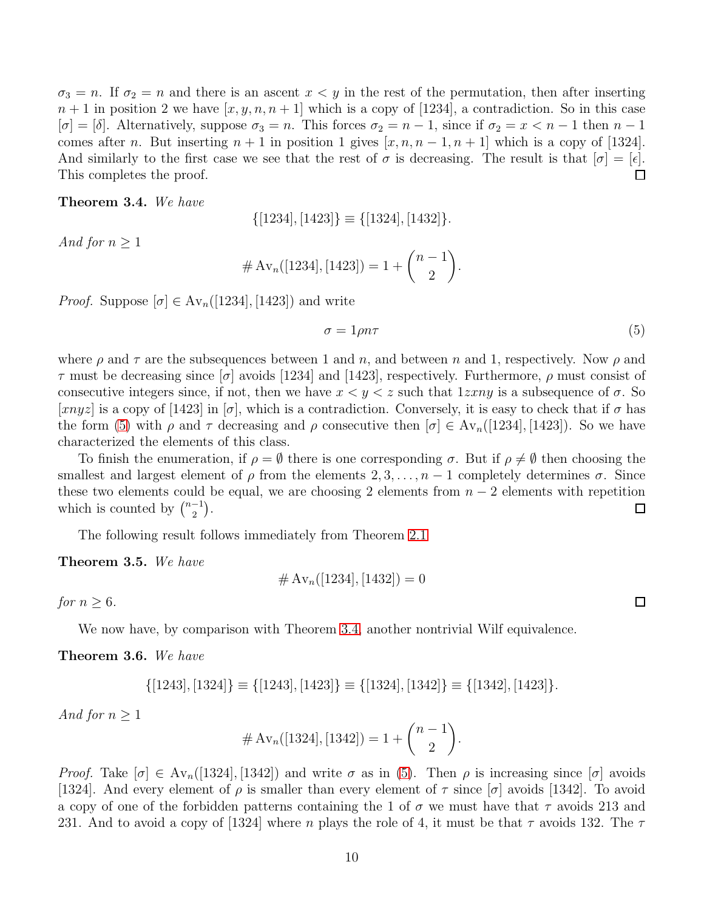$\sigma_3 = n$. If $\sigma_2 = n$ and there is an ascent $x < y$ in the rest of the permutation, then after inserting $n+1$ in position 2 we have $[x, y, n, n+1]$ which is a copy of [1234], a contradiction. So in this case $[\sigma] = [\delta]$. Alternatively, suppose $\sigma_3 = n$. This forces $\sigma_2 = n-1$, since if $\sigma_2 = x < n-1$ then $n-1$ comes after $n$. But inserting $n+1$ in position 1 gives $[x, n, n-1, n+1]$ which is a copy of [1324]. And similarly to the first case we see that the rest of $\sigma$ is decreasing. The result is that $[\sigma] = [\epsilon]$. This completes the proof. □

**Theorem 3.4.** *We have*

$$\{[1234], [1423]\} \equiv \{[1324], [1432]\}.$$

*And for $n \geq 1$*

$$\# \operatorname{Av}_n([1234], [1423]) = 1 + \binom{n-1}{2}.$$

*Proof.* Suppose $[\sigma] \in \operatorname{Av}_n([1234], [1423])$ and write

$$\sigma = 1\rho n\tau \tag{5}$$

where $\rho$ and $\tau$ are the subsequences between 1 and $n$, and between $n$ and 1, respectively. Now $\rho$ and $\tau$ must be decreasing since $[\sigma]$ avoids [1234] and [1423], respectively. Furthermore, $\rho$ must consist of consecutive integers since, if not, then we have $x < y < z$ such that $1zxny$ is a subsequence of $\sigma$. So $[xnyz]$ is a copy of [1423] in $[\sigma]$, which is a contradiction. Conversely, it is easy to check that if $\sigma$ has the form (5) with $\rho$ and $\tau$ decreasing and $\rho$ consecutive then $[\sigma] \in \operatorname{Av}_n([1234], [1423])$. So we have characterized the elements of this class.

To finish the enumeration, if $\rho = \emptyset$ there is one corresponding $\sigma$. But if $\rho \neq \emptyset$ then choosing the smallest and largest element of $\rho$ from the elements $2, 3, \ldots, n-1$ completely determines $\sigma$. Since these two elements could be equal, we are choosing 2 elements from $n-2$ elements with repetition which is counted by $\binom{n-1}{2}$. □

The following result follows immediately from Theorem 2.1

**Theorem 3.5.** *We have*

$$\# \operatorname{Av}_n([1234], [1432]) = 0$$

*for $n \geq 6$.* □

We now have, by comparison with Theorem 3.4, another nontrivial Wilf equivalence.

**Theorem 3.6.** *We have*

$$\{[1243], [1324]\} \equiv \{[1243], [1423]\} \equiv \{[1324], [1342]\} \equiv \{[1342], [1423]\}.$$

*And for $n \geq 1$*

$$\# \operatorname{Av}_n([1324], [1342]) = 1 + \binom{n-1}{2}.$$

*Proof.* Take $[\sigma] \in \operatorname{Av}_n([1324], [1342])$ and write $\sigma$ as in (5). Then $\rho$ is increasing since $[\sigma]$ avoids [1324]. And every element of $\rho$ is smaller than every element of $\tau$ since $[\sigma]$ avoids [1342]. To avoid a copy of one of the forbidden patterns containing the 1 of $\sigma$ we must have that $\tau$ avoids 213 and 231. And to avoid a copy of [1324] where $n$ plays the role of 4, it must be that $\tau$ avoids 132. The $\tau$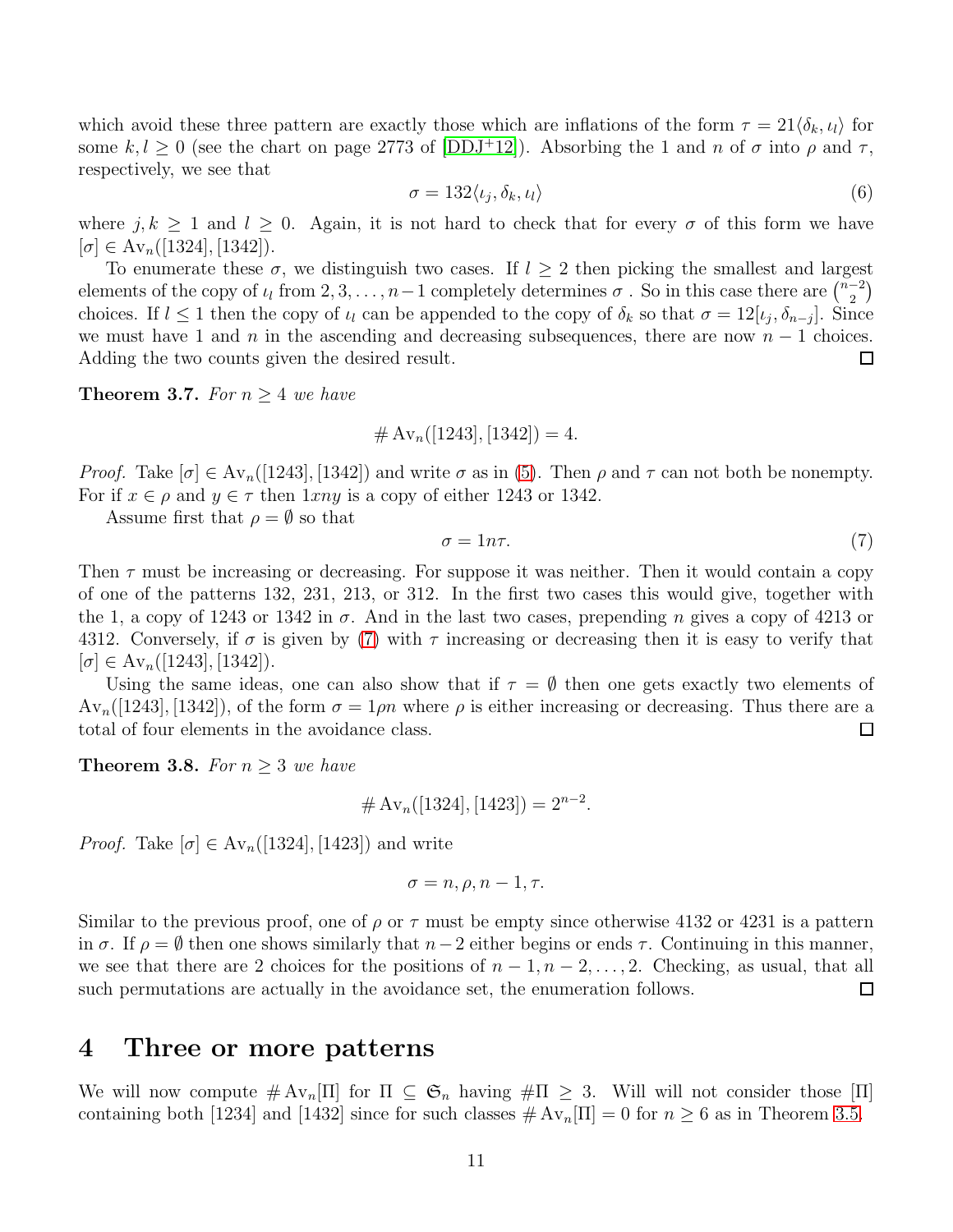which avoid these three pattern are exactly those which are inflations of the form $\tau = 21\langle\delta_k, \iota_l\rangle$ for some $k, l \geq 0$ (see the chart on page 2773 of [DDJ+12]). Absorbing the 1 and $n$ of $\sigma$ into $\rho$ and $\tau$, respectively, we see that

$$\sigma = 132\langle\iota_j, \delta_k, \iota_l\rangle \tag{6}$$

where $j, k \geq 1$ and $l \geq 0$. Again, it is not hard to check that for every $\sigma$ of this form we have $[\sigma] \in \mathrm{Av}_n([1324], [1342])$.

To enumerate these $\sigma$, we distinguish two cases. If $l \geq 2$ then picking the smallest and largest elements of the copy of $\iota_l$ from $2, 3, \ldots, n-1$ completely determines $\sigma$ . So in this case there are $\binom{n-2}{2}$ choices. If $l \leq 1$ then the copy of $\iota_l$ can be appended to the copy of $\delta_k$ so that $\sigma = 12[\iota_j, \delta_{n-j}]$. Since we must have 1 and $n$ in the ascending and decreasing subsequences, there are now $n-1$ choices. Adding the two counts given the desired result. □

**Theorem 3.7.** *For $n \geq 4$ we have*

$$\#\,\mathrm{Av}_n([1243], [1342]) = 4.$$

*Proof.* Take $[\sigma] \in \mathrm{Av}_n([1243], [1342])$ and write $\sigma$ as in (5). Then $\rho$ and $\tau$ can not both be nonempty. For if $x \in \rho$ and $y \in \tau$ then $1xny$ is a copy of either 1243 or 1342.

Assume first that $\rho = \emptyset$ so that

$$\sigma = 1n\tau. \tag{7}$$

Then $\tau$ must be increasing or decreasing. For suppose it was neither. Then it would contain a copy of one of the patterns 132, 231, 213, or 312. In the first two cases this would give, together with the 1, a copy of 1243 or 1342 in $\sigma$. And in the last two cases, prepending $n$ gives a copy of 4213 or 4312. Conversely, if $\sigma$ is given by (7) with $\tau$ increasing or decreasing then it is easy to verify that $[\sigma] \in \mathrm{Av}_n([1243], [1342])$.

Using the same ideas, one can also show that if $\tau = \emptyset$ then one gets exactly two elements of $\mathrm{Av}_n([1243], [1342])$, of the form $\sigma = 1\rho n$ where $\rho$ is either increasing or decreasing. Thus there are a total of four elements in the avoidance class. □

**Theorem 3.8.** *For $n \geq 3$ we have*

$$\#\,\mathrm{Av}_n([1324], [1423]) = 2^{n-2}.$$

*Proof.* Take $[\sigma] \in \mathrm{Av}_n([1324], [1423])$ and write

$$\sigma = n, \rho, n-1, \tau.$$

Similar to the previous proof, one of $\rho$ or $\tau$ must be empty since otherwise 4132 or 4231 is a pattern in $\sigma$. If $\rho = \emptyset$ then one shows similarly that $n-2$ either begins or ends $\tau$. Continuing in this manner, we see that there are 2 choices for the positions of $n-1, n-2, \ldots, 2$. Checking, as usual, that all such permutations are actually in the avoidance set, the enumeration follows. □

# 4 Three or more patterns

We will now compute $\#\,\mathrm{Av}_n[\Pi]$ for $\Pi \subseteq \mathfrak{S}_n$ having $\#\Pi \geq 3$. Will will not consider those $[\Pi]$ containing both [1234] and [1432] since for such classes $\#\,\mathrm{Av}_n[\Pi] = 0$ for $n \geq 6$ as in Theorem 3.5.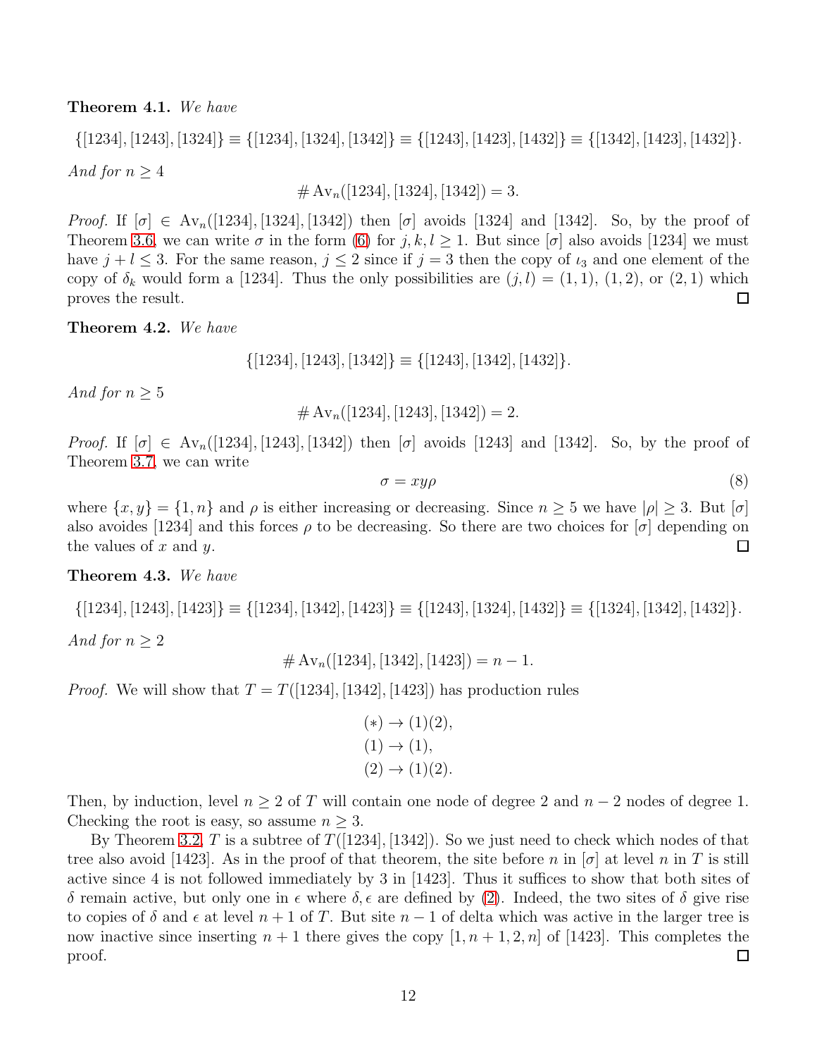**Theorem 4.1.** *We have*

$$\{[1234],[1243],[1324]\} \equiv \{[1234],[1324],[1342]\} \equiv \{[1243],[1423],[1432]\} \equiv \{[1342],[1423],[1432]\}.$$

*And for $n \geq 4$*

$$\#\operatorname{Av}_n([1234],[1324],[1342]) = 3.$$

*Proof.* If $[\sigma] \in \operatorname{Av}_n([1234],[1324],[1342])$ then $[\sigma]$ avoids $[1324]$ and $[1342]$. So, by the proof of Theorem 3.6, we can write $\sigma$ in the form (6) for $j,k,l \geq 1$. But since $[\sigma]$ also avoids $[1234]$ we must have $j + l \leq 3$. For the same reason, $j \leq 2$ since if $j = 3$ then the copy of $\iota_3$ and one element of the copy of $\delta_k$ would form a $[1234]$. Thus the only possibilities are $(j,l) = (1,1)$, $(1,2)$, or $(2,1)$ which proves the result. $\square$

**Theorem 4.2.** *We have*

$$\{[1234],[1243],[1342]\} \equiv \{[1243],[1342],[1432]\}.$$

*And for $n \geq 5$*

$$\#\operatorname{Av}_n([1234],[1243],[1342]) = 2.$$

*Proof.* If $[\sigma] \in \operatorname{Av}_n([1234],[1243],[1342])$ then $[\sigma]$ avoids $[1243]$ and $[1342]$. So, by the proof of Theorem 3.7, we can write

$$\sigma = xy\rho \tag{8}$$

where $\{x,y\} = \{1,n\}$ and $\rho$ is either increasing or decreasing. Since $n \geq 5$ we have $|\rho| \geq 3$. But $[\sigma]$ also avoides $[1234]$ and this forces $\rho$ to be decreasing. So there are two choices for $[\sigma]$ depending on the values of $x$ and $y$. $\square$

**Theorem 4.3.** *We have*

$$\{[1234],[1243],[1423]\} \equiv \{[1234],[1342],[1423]\} \equiv \{[1243],[1324],[1432]\} \equiv \{[1324],[1342],[1432]\}.$$

*And for $n \geq 2$*

$$\#\operatorname{Av}_n([1234],[1342],[1423]) = n-1.$$

*Proof.* We will show that $T = T([1234],[1342],[1423])$ has production rules

$$\begin{aligned}
(*) &\to (1)(2),\\
(1) &\to (1),\\
(2) &\to (1)(2).
\end{aligned}$$

Then, by induction, level $n \geq 2$ of $T$ will contain one node of degree 2 and $n-2$ nodes of degree 1. Checking the root is easy, so assume $n \geq 3$.

By Theorem 3.2, $T$ is a subtree of $T([1234],[1342])$. So we just need to check which nodes of that tree also avoid $[1423]$. As in the proof of that theorem, the site before $n$ in $[\sigma]$ at level $n$ in $T$ is still active since 4 is not followed immediately by 3 in $[1423]$. Thus it suffices to show that both sites of $\delta$ remain active, but only one in $\epsilon$ where $\delta, \epsilon$ are defined by (2). Indeed, the two sites of $\delta$ give rise to copies of $\delta$ and $\epsilon$ at level $n+1$ of $T$. But site $n-1$ of delta which was active in the larger tree is now inactive since inserting $n+1$ there gives the copy $[1, n+1, 2, n]$ of $[1423]$. This completes the proof. $\square$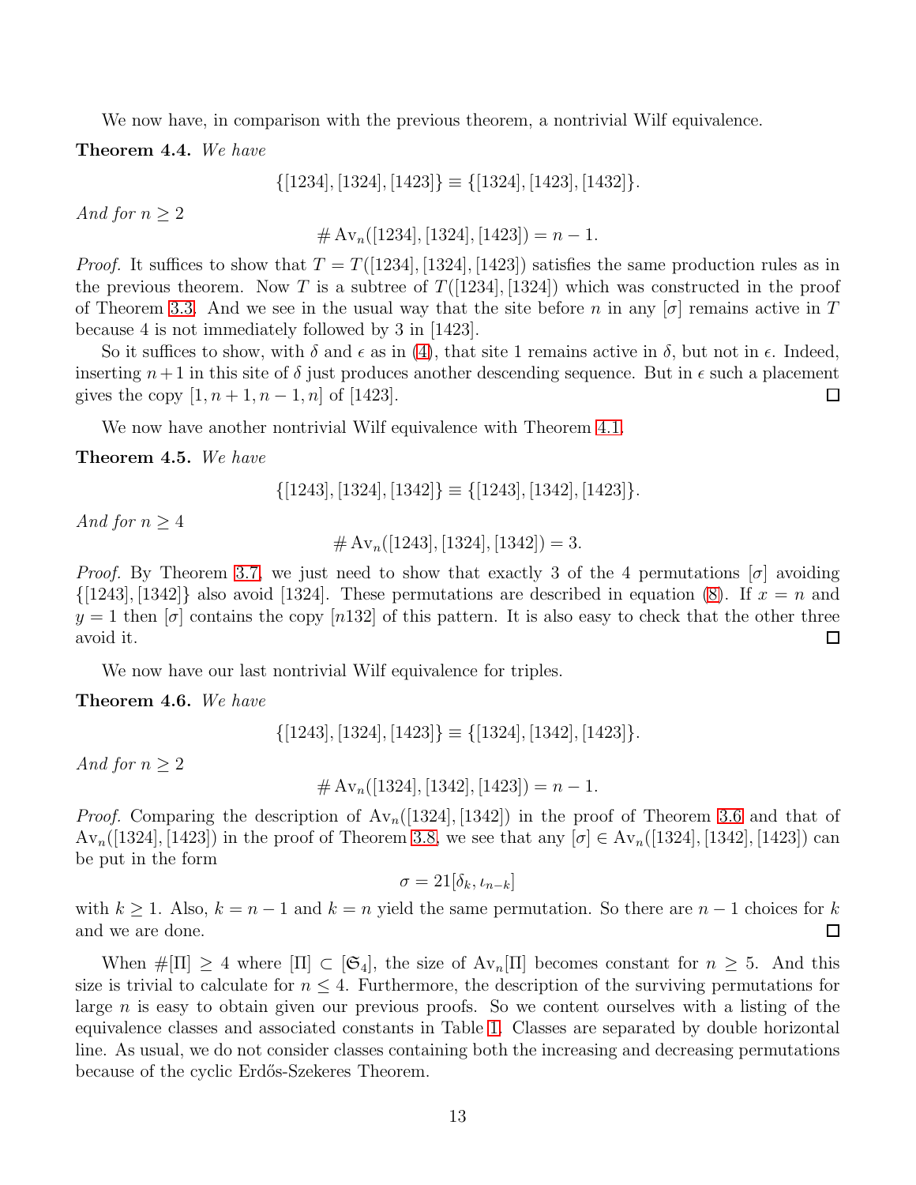We now have, in comparison with the previous theorem, a nontrivial Wilf equivalence.

**Theorem 4.4.** *We have*

$$\{[1234],[1324],[1423]\} \equiv \{[1324],[1423],[1432]\}.$$

*And for* $n \geq 2$

$$\#\operatorname{Av}_n([1234],[1324],[1423]) = n-1.$$

*Proof.* It suffices to show that $T = T([1234],[1324],[1423])$ satisfies the same production rules as in the previous theorem. Now $T$ is a subtree of $T([1234],[1324])$ which was constructed in the proof of Theorem 3.3. And we see in the usual way that the site before $n$ in any $[\sigma]$ remains active in $T$ because 4 is not immediately followed by 3 in [1423].

So it suffices to show, with $\delta$ and $\epsilon$ as in (4), that site 1 remains active in $\delta$, but not in $\epsilon$. Indeed, inserting $n+1$ in this site of $\delta$ just produces another descending sequence. But in $\epsilon$ such a placement gives the copy $[1, n+1, n-1, n]$ of [1423]. $\square$

We now have another nontrivial Wilf equivalence with Theorem 4.1.

**Theorem 4.5.** *We have*

$$\{[1243],[1324],[1342]\} \equiv \{[1243],[1342],[1423]\}.$$

*And for* $n \geq 4$

$$\#\operatorname{Av}_n([1243],[1324],[1342]) = 3.$$

*Proof.* By Theorem 3.7, we just need to show that exactly 3 of the 4 permutations $[\sigma]$ avoiding $\{[1243],[1342]\}$ also avoid [1324]. These permutations are described in equation (8). If $x = n$ and $y = 1$ then $[\sigma]$ contains the copy $[n132]$ of this pattern. It is also easy to check that the other three avoid it. $\square$

We now have our last nontrivial Wilf equivalence for triples.

**Theorem 4.6.** *We have*

$$\{[1243],[1324],[1423]\} \equiv \{[1324],[1342],[1423]\}.$$

*And for* $n \geq 2$

$$\#\operatorname{Av}_n([1324],[1342],[1423]) = n-1.$$

*Proof.* Comparing the description of $\operatorname{Av}_n([1324],[1342])$ in the proof of Theorem 3.6 and that of $\operatorname{Av}_n([1324],[1423])$ in the proof of Theorem 3.8, we see that any $[\sigma] \in \operatorname{Av}_n([1324],[1342],[1423])$ can be put in the form

$$\sigma = 21[\delta_k, \iota_{n-k}]$$

with $k \geq 1$. Also, $k = n-1$ and $k = n$ yield the same permutation. So there are $n-1$ choices for $k$ and we are done. $\square$

When $\#[\Pi] \geq 4$ where $[\Pi] \subset [\mathfrak{S}_4]$, the size of $\operatorname{Av}_n[\Pi]$ becomes constant for $n \geq 5$. And this size is trivial to calculate for $n \leq 4$. Furthermore, the description of the surviving permutations for large $n$ is easy to obtain given our previous proofs. So we content ourselves with a listing of the equivalence classes and associated constants in Table 1. Classes are separated by double horizontal line. As usual, we do not consider classes containing both the increasing and decreasing permutations because of the cyclic Erdős-Szekeres Theorem.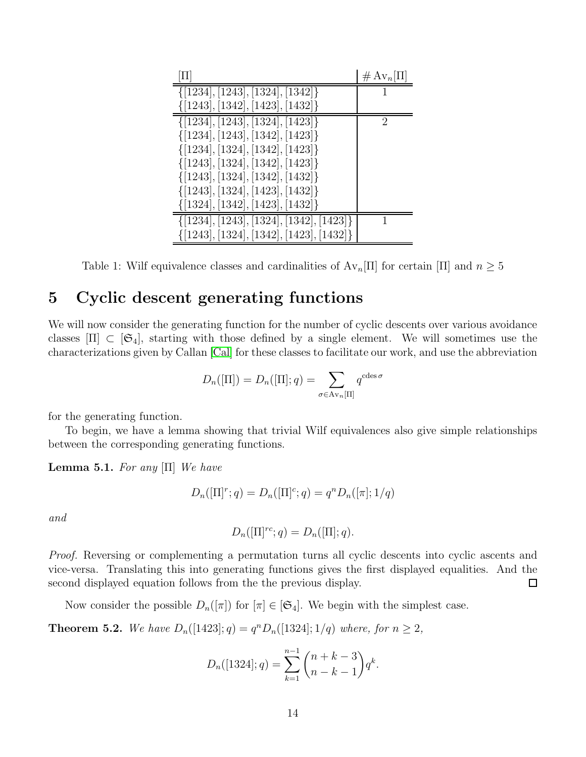| $[\Pi]$ | $\# \operatorname{Av}_n[\Pi]$ |
|---|---|
| $\{[1234], [1243], [1324], [1342]\}$ | 1 |
| $\{[1243], [1342], [1423], [1432]\}$ | |
| $\{[1234], [1243], [1324], [1423]\}$ | 2 |
| $\{[1234], [1243], [1342], [1423]\}$ | |
| $\{[1234], [1324], [1342], [1423]\}$ | |
| $\{[1243], [1324], [1342], [1423]\}$ | |
| $\{[1243], [1324], [1342], [1432]\}$ | |
| $\{[1243], [1324], [1423], [1432]\}$ | |
| $\{[1324], [1342], [1423], [1432]\}$ | |
| $\{[1234], [1243], [1324], [1342], [1423]\}$ | 1 |
| $\{[1243], [1324], [1342], [1423], [1432]\}$ | |

Table 1: Wilf equivalence classes and cardinalities of $\operatorname{Av}_n[\Pi]$ for certain $[\Pi]$ and $n \geq 5$

# 5 Cyclic descent generating functions

We will now consider the generating function for the number of cyclic descents over various avoidance classes $[\Pi] \subset [\mathfrak{S}_4]$, starting with those defined by a single element. We will sometimes use the characterizations given by Callan [Cal] for these classes to facilitate our work, and use the abbreviation

$$D_n([\Pi]) = D_n([\Pi]; q) = \sum_{\sigma \in \operatorname{Av}_n[\Pi]} q^{\operatorname{cdes} \sigma}$$

for the generating function.

To begin, we have a lemma showing that trivial Wilf equivalences also give simple relationships between the corresponding generating functions.

**Lemma 5.1.** *For any* $[\Pi]$ *We have*

$$D_n([\Pi]^r; q) = D_n([\Pi]^c; q) = q^n D_n([\pi]; 1/q)$$

*and*

$$D_n([\Pi]^{rc}; q) = D_n([\Pi]; q).$$

*Proof.* Reversing or complementing a permutation turns all cyclic descents into cyclic ascents and vice-versa. Translating this into generating functions gives the first displayed equalities. And the second displayed equation follows from the the previous display. $\square$

Now consider the possible $D_n([\pi])$ for $[\pi] \in [\mathfrak{S}_4]$. We begin with the simplest case.

**Theorem 5.2.** *We have* $D_n([1423]; q) = q^n D_n([1324]; 1/q)$ *where, for* $n \geq 2$,

$$D_n([1324]; q) = \sum_{k=1}^{n-1} \binom{n+k-3}{n-k-1} q^k.$$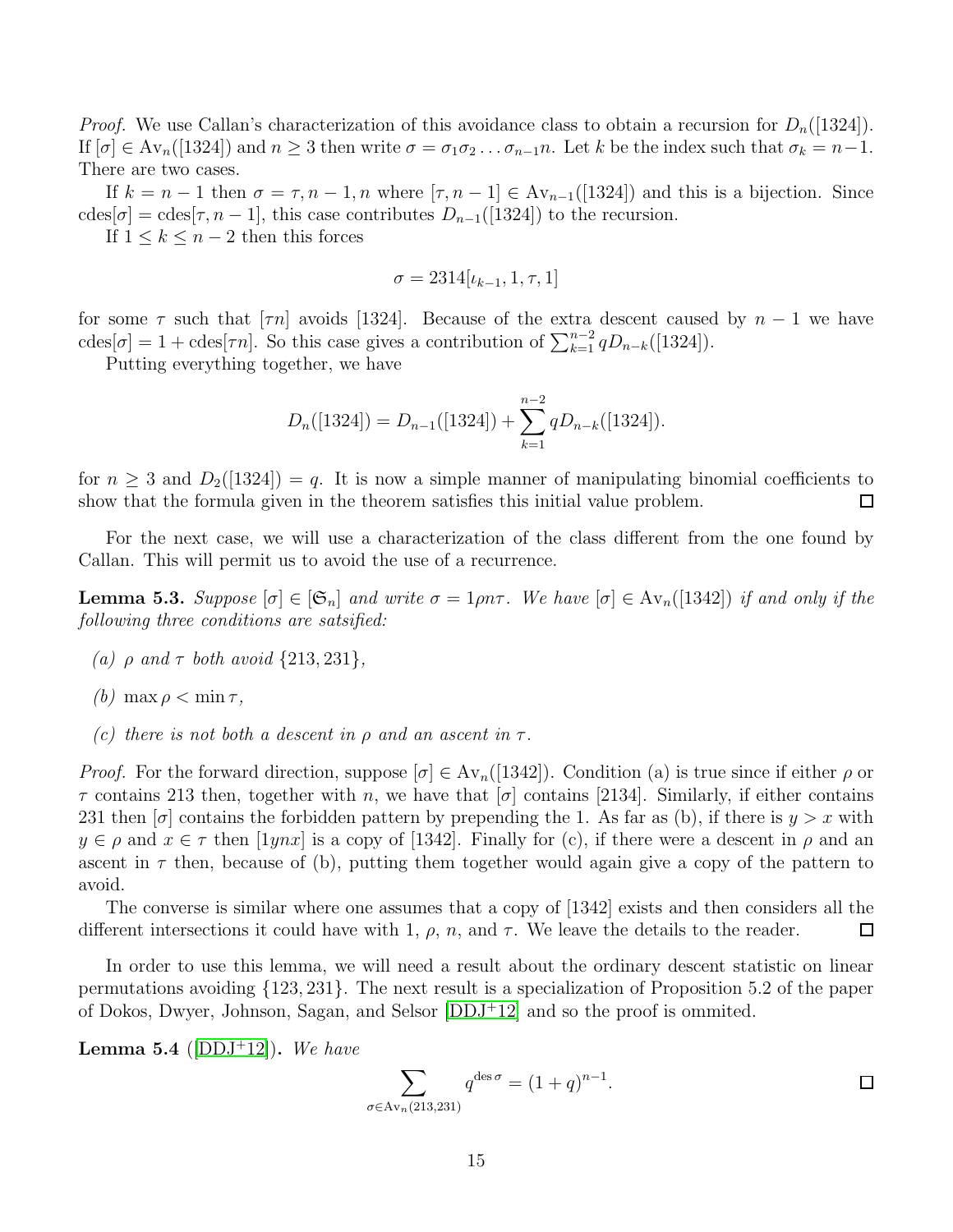*Proof.* We use Callan's characterization of this avoidance class to obtain a recursion for $D_n([1324])$. If $[\sigma] \in \mathrm{Av}_n([1324])$ and $n \geq 3$ then write $\sigma = \sigma_1\sigma_2 \ldots \sigma_{n-1}n$. Let $k$ be the index such that $\sigma_k = n-1$. There are two cases.

If $k = n-1$ then $\sigma = \tau, n-1, n$ where $[\tau, n-1] \in \mathrm{Av}_{n-1}([1324])$ and this is a bijection. Since $\mathrm{cdes}[\sigma] = \mathrm{cdes}[\tau, n-1]$, this case contributes $D_{n-1}([1324])$ to the recursion.

If $1 \leq k \leq n-2$ then this forces

$$\sigma = 2314[\iota_{k-1}, 1, \tau, 1]$$

for some $\tau$ such that $[\tau n]$ avoids $[1324]$. Because of the extra descent caused by $n-1$ we have $\mathrm{cdes}[\sigma] = 1 + \mathrm{cdes}[\tau n]$. So this case gives a contribution of $\sum_{k=1}^{n-2} qD_{n-k}([1324])$.

Putting everything together, we have

$$D_n([1324]) = D_{n-1}([1324]) + \sum_{k=1}^{n-2} qD_{n-k}([1324]).$$

for $n \geq 3$ and $D_2([1324]) = q$. It is now a simple manner of manipulating binomial coefficients to show that the formula given in the theorem satisfies this initial value problem. $\square$

For the next case, we will use a characterization of the class different from the one found by Callan. This will permit us to avoid the use of a recurrence.

**Lemma 5.3.** *Suppose $[\sigma] \in [\mathfrak{S}_n]$ and write $\sigma = 1\rho n\tau$. We have $[\sigma] \in \mathrm{Av}_n([1342])$ if and only if the following three conditions are satsified:*

- *(a) $\rho$ and $\tau$ both avoid $\{213, 231\}$,*
- *(b) $\max \rho < \min \tau$,*
- *(c) there is not both a descent in $\rho$ and an ascent in $\tau$.*

*Proof.* For the forward direction, suppose $[\sigma] \in \mathrm{Av}_n([1342])$. Condition (a) is true since if either $\rho$ or $\tau$ contains 213 then, together with $n$, we have that $[\sigma]$ contains $[2134]$. Similarly, if either contains 231 then $[\sigma]$ contains the forbidden pattern by prepending the 1. As far as (b), if there is $y > x$ with $y \in \rho$ and $x \in \tau$ then $[1ynx]$ is a copy of $[1342]$. Finally for (c), if there were a descent in $\rho$ and an ascent in $\tau$ then, because of (b), putting them together would again give a copy of the pattern to avoid.

The converse is similar where one assumes that a copy of $[1342]$ exists and then considers all the different intersections it could have with 1, $\rho$, $n$, and $\tau$. We leave the details to the reader. $\square$

In order to use this lemma, we will need a result about the ordinary descent statistic on linear permutations avoiding $\{123, 231\}$. The next result is a specialization of Proposition 5.2 of the paper of Dokos, Dwyer, Johnson, Sagan, and Selsor [DDJ+12] and so the proof is ommited.

**Lemma 5.4** ([DDJ+12]). *We have*

$$\sum_{\sigma \in \mathrm{Av}_n(213,231)} q^{\mathrm{des}\,\sigma} = (1+q)^{n-1}.$$

$\square$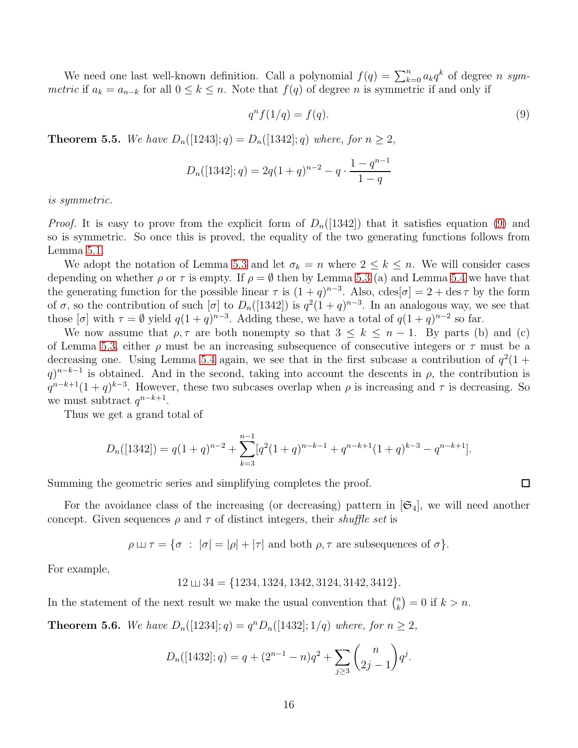We need one last well-known definition. Call a polynomial $f(q) = \sum_{k=0}^{n} a_k q^k$ of degree $n$ *symmetric* if $a_k = a_{n-k}$ for all $0 \le k \le n$. Note that $f(q)$ of degree $n$ is symmetric if and only if

$$q^n f(1/q) = f(q). \tag{9}$$

**Theorem 5.5.** *We have $D_n([1243];q) = D_n([1342];q)$ where, for $n \ge 2$,*

$$D_n([1342];q) = 2q(1+q)^{n-2} - q \cdot \frac{1-q^{n-1}}{1-q}$$

*is symmetric.*

*Proof.* It is easy to prove from the explicit form of $D_n([1342])$ that it satisfies equation (9) and so is symmetric. So once this is proved, the equality of the two generating functions follows from Lemma 5.1.

We adopt the notation of Lemma 5.3 and let $\sigma_k = n$ where $2 \le k \le n$. We will consider cases depending on whether $\rho$ or $\tau$ is empty. If $\rho = \emptyset$ then by Lemma 5.3 (a) and Lemma 5.4 we have that the generating function for the possible linear $\tau$ is $(1+q)^{n-3}$. Also, $\operatorname{cdes}[\sigma] = 2 + \operatorname{des}\tau$ by the form of $\sigma$, so the contribution of such $[\sigma]$ to $D_n([1342])$ is $q^2(1+q)^{n-3}$. In an analogous way, we see that those $[\sigma]$ with $\tau = \emptyset$ yield $q(1+q)^{n-3}$. Adding these, we have a total of $q(1+q)^{n-2}$ so far.

We now assume that $\rho, \tau$ are both nonempty so that $3 \le k \le n-1$. By parts (b) and (c) of Lemma 5.3, either $\rho$ must be an increasing subsequence of consecutive integers or $\tau$ must be a decreasing one. Using Lemma 5.4 again, we see that in the first subcase a contribution of $q^2(1+q)^{n-k-1}$ is obtained. And in the second, taking into account the descents in $\rho$, the contribution is $q^{n-k+1}(1+q)^{k-3}$. However, these two subcases overlap when $\rho$ is increasing and $\tau$ is decreasing. So we must subtract $q^{n-k+1}$.

Thus we get a grand total of

$$D_n([1342]) = q(1+q)^{n-2} + \sum_{k=3}^{n-1} [q^2(1+q)^{n-k-1} + q^{n-k+1}(1+q)^{k-3} - q^{n-k+1}].$$

Summing the geometric series and simplifying completes the proof. $\square$

For the avoidance class of the increasing (or decreasing) pattern in $[\mathfrak{S}_4]$, we will need another concept. Given sequences $\rho$ and $\tau$ of distinct integers, their *shuffle set* is

$$\rho \sqcup\!\sqcup\, \tau = \{\sigma \ : \ |\sigma| = |\rho| + |\tau| \text{ and both } \rho, \tau \text{ are subsequences of } \sigma\}.$$

For example,

$$12 \sqcup\!\sqcup\, 34 = \{1234, 1324, 1342, 3124, 3142, 3412\}.$$

In the statement of the next result we make the usual convention that $\binom{n}{k} = 0$ if $k > n$.

**Theorem 5.6.** *We have $D_n([1234];q) = q^n D_n([1432];1/q)$ where, for $n \ge 2$,*

$$D_n([1432];q) = q + (2^{n-1} - n)q^2 + \sum_{j \ge 3} \binom{n}{2j-1} q^j.$$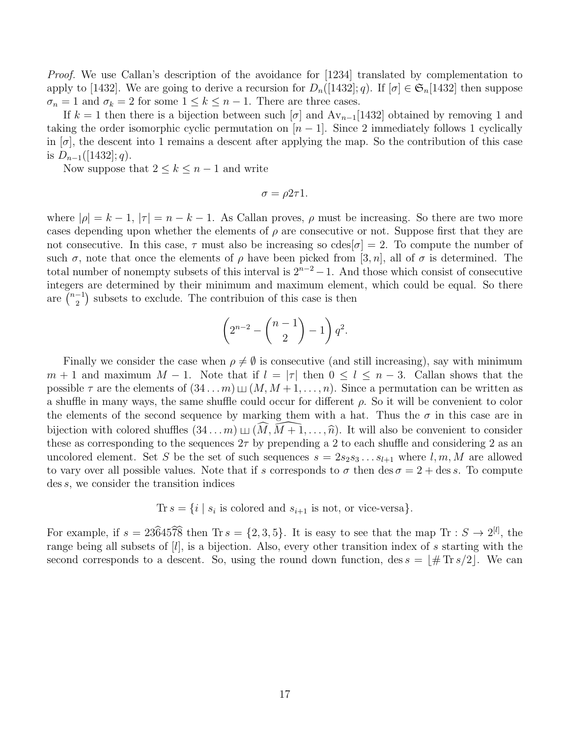*Proof.* We use Callan's description of the avoidance for [1234] translated by complementation to apply to [1432]. We are going to derive a recursion for $D_n([1432]; q)$. If $[\sigma] \in \mathfrak{S}_n[1432]$ then suppose $\sigma_n = 1$ and $\sigma_k = 2$ for some $1 \le k \le n-1$. There are three cases.

If $k = 1$ then there is a bijection between such $[\sigma]$ and $\mathrm{Av}_{n-1}[1432]$ obtained by removing 1 and taking the order isomorphic cyclic permutation on $[n-1]$. Since 2 immediately follows 1 cyclically in $[\sigma]$, the descent into 1 remains a descent after applying the map. So the contribution of this case is $D_{n-1}([1432]; q)$.

Now suppose that $2 \le k \le n-1$ and write

$$\sigma = \rho 2 \tau 1.$$

where $|\rho| = k-1$, $|\tau| = n-k-1$. As Callan proves, $\rho$ must be increasing. So there are two more cases depending upon whether the elements of $\rho$ are consecutive or not. Suppose first that they are not consecutive. In this case, $\tau$ must also be increasing so $\mathrm{cdes}[\sigma] = 2$. To compute the number of such $\sigma$, note that once the elements of $\rho$ have been picked from $[3, n]$, all of $\sigma$ is determined. The total number of nonempty subsets of this interval is $2^{n-2} - 1$. And those which consist of consecutive integers are determined by their minimum and maximum element, which could be equal. So there are $\binom{n-1}{2}$ subsets to exclude. The contribuion of this case is then

$$\left(2^{n-2} - \binom{n-1}{2} - 1\right) q^2.$$

Finally we consider the case when $\rho \neq \emptyset$ is consecutive (and still increasing), say with minimum $m+1$ and maximum $M-1$. Note that if $l = |\tau|$ then $0 \le l \le n-3$. Callan shows that the possible $\tau$ are the elements of $(34 \ldots m) \sqcup (M, M+1, \ldots, n)$. Since a permutation can be written as a shuffle in many ways, the same shuffle could occur for different $\rho$. So it will be convenient to color the elements of the second sequence by marking them with a hat. Thus the $\sigma$ in this case are in bijection with colored shuffles $(34 \ldots m) \sqcup (\widehat{M}, \widehat{M+1}, \ldots, \widehat{n})$. It will also be convenient to consider these as corresponding to the sequences $2\tau$ by prepending a 2 to each shuffle and considering 2 as an uncolored element. Set $S$ be the set of such sequences $s = 2 s_2 s_3 \ldots s_{l+1}$ where $l, m, M$ are allowed to vary over all possible values. Note that if $s$ corresponds to $\sigma$ then $\operatorname{des} \sigma = 2 + \operatorname{des} s$. To compute $\operatorname{des} s$, we consider the transition indices

$$\operatorname{Tr} s = \{i \mid s_i \text{ is colored and } s_{i+1} \text{ is not, or vice-versa}\}.$$

For example, if $s = 23\widehat{6}4 5\widehat{7}\widehat{8}$ then $\operatorname{Tr} s = \{2, 3, 5\}$. It is easy to see that the map $\operatorname{Tr} : S \to 2^{[l]}$, the range being all subsets of $[l]$, is a bijection. Also, every other transition index of $s$ starting with the second corresponds to a descent. So, using the round down function, $\operatorname{des} s = \lfloor \# \operatorname{Tr} s / 2 \rfloor$. We can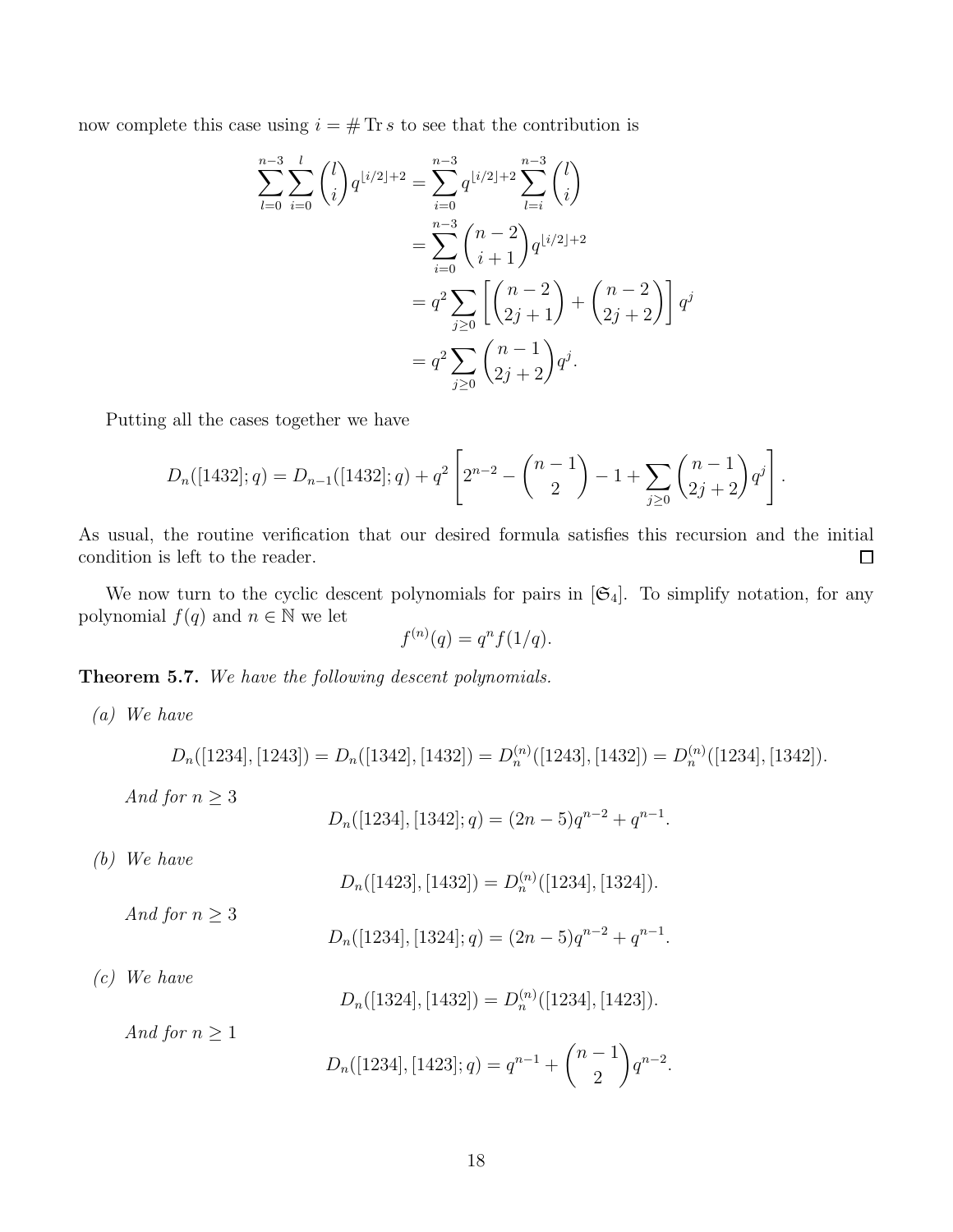now complete this case using $i = \#\operatorname{Tr} s$ to see that the contribution is

$$
\begin{aligned}
\sum_{l=0}^{n-3} \sum_{i=0}^{l} \binom{l}{i} q^{\lfloor i/2 \rfloor + 2} &= \sum_{i=0}^{n-3} q^{\lfloor i/2 \rfloor + 2} \sum_{l=i}^{n-3} \binom{l}{i} \\
&= \sum_{i=0}^{n-3} \binom{n-2}{i+1} q^{\lfloor i/2 \rfloor + 2} \\
&= q^2 \sum_{j \geq 0} \left[ \binom{n-2}{2j+1} + \binom{n-2}{2j+2} \right] q^j \\
&= q^2 \sum_{j \geq 0} \binom{n-1}{2j+2} q^j.
\end{aligned}
$$

Putting all the cases together we have

$$
D_n([1432]; q) = D_{n-1}([1432]; q) + q^2 \left[ 2^{n-2} - \binom{n-1}{2} - 1 + \sum_{j \geq 0} \binom{n-1}{2j+2} q^j \right].
$$

As usual, the routine verification that our desired formula satisfies this recursion and the initial condition is left to the reader. $\square$

We now turn to the cyclic descent polynomials for pairs in $[\mathfrak{S}_4]$. To simplify notation, for any polynomial $f(q)$ and $n \in \mathbb{N}$ we let

$$
f^{(n)}(q) = q^n f(1/q).
$$

**Theorem 5.7.** *We have the following descent polynomials.*

*(a) We have*

$$
D_n([1234], [1243]) = D_n([1342], [1432]) = D_n^{(n)}([1243], [1432]) = D_n^{(n)}([1234], [1342]).
$$

*And for* $n \geq 3$

$$
D_n([1234], [1342]; q) = (2n-5)q^{n-2} + q^{n-1}.
$$

*(b) We have*

$$
D_n([1423], [1432]) = D_n^{(n)}([1234], [1324]).
$$

*And for* $n \geq 3$

$$
D_n([1234], [1324]; q) = (2n-5)q^{n-2} + q^{n-1}.
$$

*(c) We have*

$$
D_n([1324], [1432]) = D_n^{(n)}([1234], [1423]).
$$

*And for* $n \geq 1$

$$
D_n([1234], [1423]; q) = q^{n-1} + \binom{n-1}{2} q^{n-2}.
$$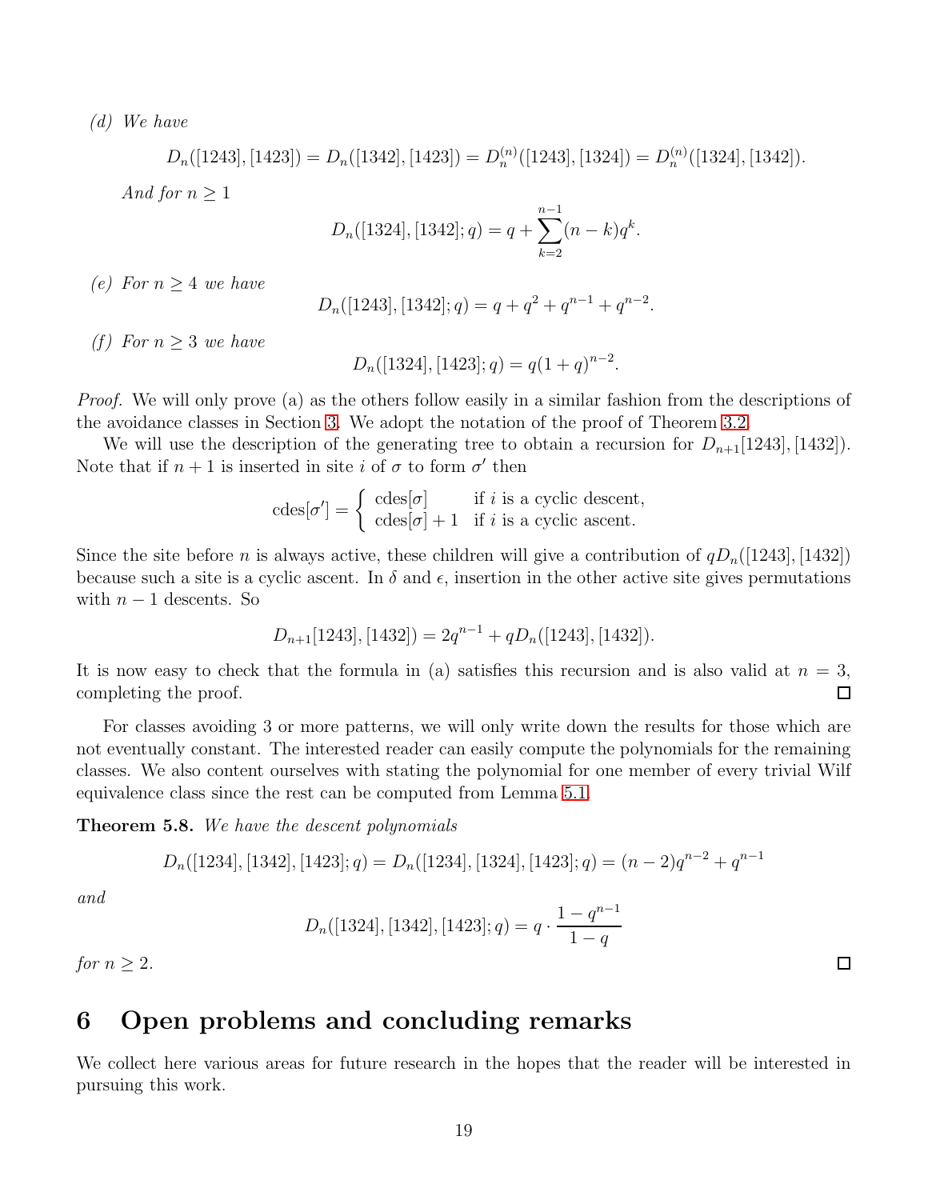(d) *We have*

$$D_n([1243],[1423]) = D_n([1342],[1423]) = D_n^{(n)}([1243],[1324]) = D_n^{(n)}([1324],[1342]).$$

*And for* $n \geq 1$

$$D_n([1324],[1342];q) = q + \sum_{k=2}^{n-1}(n-k)q^k.$$

(e) *For* $n \geq 4$ *we have*

$$D_n([1243],[1342];q) = q + q^2 + q^{n-1} + q^{n-2}.$$

(f) *For* $n \geq 3$ *we have*

$$D_n([1324],[1423];q) = q(1+q)^{n-2}.$$

*Proof.* We will only prove (a) as the others follow easily in a similar fashion from the descriptions of the avoidance classes in Section 3. We adopt the notation of the proof of Theorem 3.2.

We will use the description of the generating tree to obtain a recursion for $D_{n+1}[1243],[1432])$. Note that if $n+1$ is inserted in site $i$ of $\sigma$ to form $\sigma'$ then

$$\mathrm{cdes}[\sigma'] = \begin{cases} \mathrm{cdes}[\sigma] & \text{if } i \text{ is a cyclic descent,} \\ \mathrm{cdes}[\sigma]+1 & \text{if } i \text{ is a cyclic ascent.} \end{cases}$$

Since the site before $n$ is always active, these children will give a contribution of $qD_n([1243],[1432])$ because such a site is a cyclic ascent. In $\delta$ and $\epsilon$, insertion in the other active site gives permutations with $n-1$ descents. So

$$D_{n+1}[1243],[1432]) = 2q^{n-1} + qD_n([1243],[1432]).$$

It is now easy to check that the formula in (a) satisfies this recursion and is also valid at $n=3$, completing the proof. □

For classes avoiding 3 or more patterns, we will only write down the results for those which are not eventually constant. The interested reader can easily compute the polynomials for the remaining classes. We also content ourselves with stating the polynomial for one member of every trivial Wilf equivalence class since the rest can be computed from Lemma 5.1.

**Theorem 5.8.** *We have the descent polynomials*

$$D_n([1234],[1342],[1423];q) = D_n([1234],[1324],[1423];q) = (n-2)q^{n-2} + q^{n-1}$$

*and*

$$D_n([1324],[1342],[1423];q) = q \cdot \frac{1-q^{n-1}}{1-q}$$

*for* $n \geq 2$. □

# 6 Open problems and concluding remarks

We collect here various areas for future research in the hopes that the reader will be interested in pursuing this work.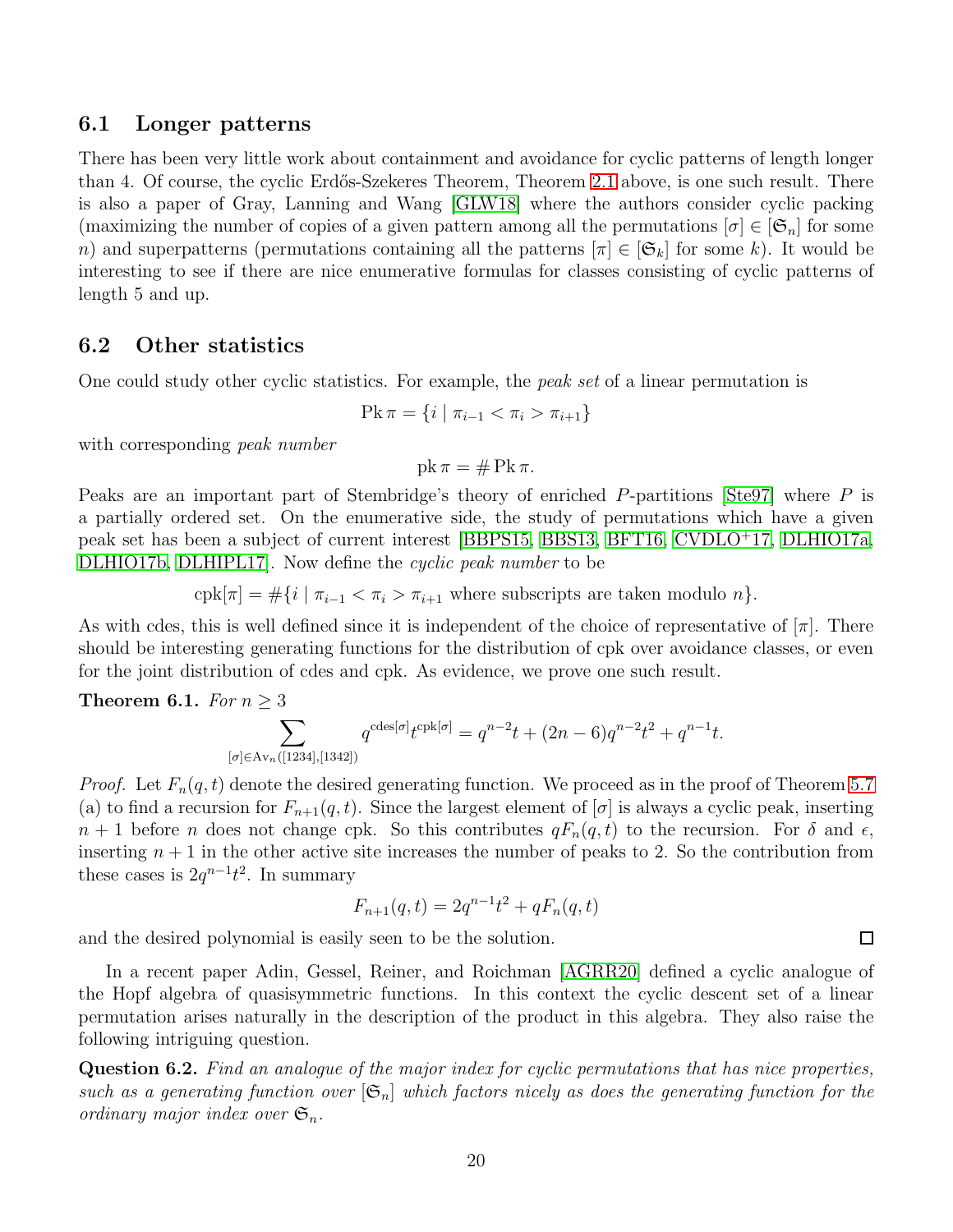### 6.1 Longer patterns

There has been very little work about containment and avoidance for cyclic patterns of length longer than 4. Of course, the cyclic Erdős-Szekeres Theorem, Theorem 2.1 above, is one such result. There is also a paper of Gray, Lanning and Wang [GLW18] where the authors consider cyclic packing (maximizing the number of copies of a given pattern among all the permutations $[\sigma] \in [\mathfrak{S}_n]$ for some $n$) and superpatterns (permutations containing all the patterns $[\pi] \in [\mathfrak{S}_k]$ for some $k$). It would be interesting to see if there are nice enumerative formulas for classes consisting of cyclic patterns of length 5 and up.

### 6.2 Other statistics

One could study other cyclic statistics. For example, the *peak set* of a linear permutation is

$$\operatorname{Pk} \pi = \{i \mid \pi_{i-1} < \pi_i > \pi_{i+1}\}$$

with corresponding *peak number*

$$\operatorname{pk} \pi = \# \operatorname{Pk} \pi.$$

Peaks are an important part of Stembridge's theory of enriched $P$-partitions [Ste97] where $P$ is a partially ordered set. On the enumerative side, the study of permutations which have a given peak set has been a subject of current interest [BBPS15, BBS13, BFT16, CVDLO+17, DLHIO17a, DLHIO17b, DLHIPL17]. Now define the *cyclic peak number* to be

$$\operatorname{cpk}[\pi] = \#\{i \mid \pi_{i-1} < \pi_i > \pi_{i+1} \text{ where subscripts are taken modulo } n\}.$$

As with cdes, this is well defined since it is independent of the choice of representative of $[\pi]$. There should be interesting generating functions for the distribution of cpk over avoidance classes, or even for the joint distribution of cdes and cpk. As evidence, we prove one such result.

**Theorem 6.1.** *For $n \geq 3$*

$$\sum_{[\sigma] \in \operatorname{Av}_n([1234],[1342])} q^{\operatorname{cdes}[\sigma]} t^{\operatorname{cpk}[\sigma]} = q^{n-2}t + (2n-6)q^{n-2}t^2 + q^{n-1}t.$$

*Proof.* Let $F_n(q,t)$ denote the desired generating function. We proceed as in the proof of Theorem 5.7 (a) to find a recursion for $F_{n+1}(q,t)$. Since the largest element of $[\sigma]$ is always a cyclic peak, inserting $n+1$ before $n$ does not change cpk. So this contributes $qF_n(q,t)$ to the recursion. For $\delta$ and $\epsilon$, inserting $n+1$ in the other active site increases the number of peaks to 2. So the contribution from these cases is $2q^{n-1}t^2$. In summary

$$F_{n+1}(q,t) = 2q^{n-1}t^2 + qF_n(q,t)$$

and the desired polynomial is easily seen to be the solution. □

In a recent paper Adin, Gessel, Reiner, and Roichman [AGRR20] defined a cyclic analogue of the Hopf algebra of quasisymmetric functions. In this context the cyclic descent set of a linear permutation arises naturally in the description of the product in this algebra. They also raise the following intriguing question.

**Question 6.2.** *Find an analogue of the major index for cyclic permutations that has nice properties, such as a generating function over $[\mathfrak{S}_n]$ which factors nicely as does the generating function for the ordinary major index over $\mathfrak{S}_n$.*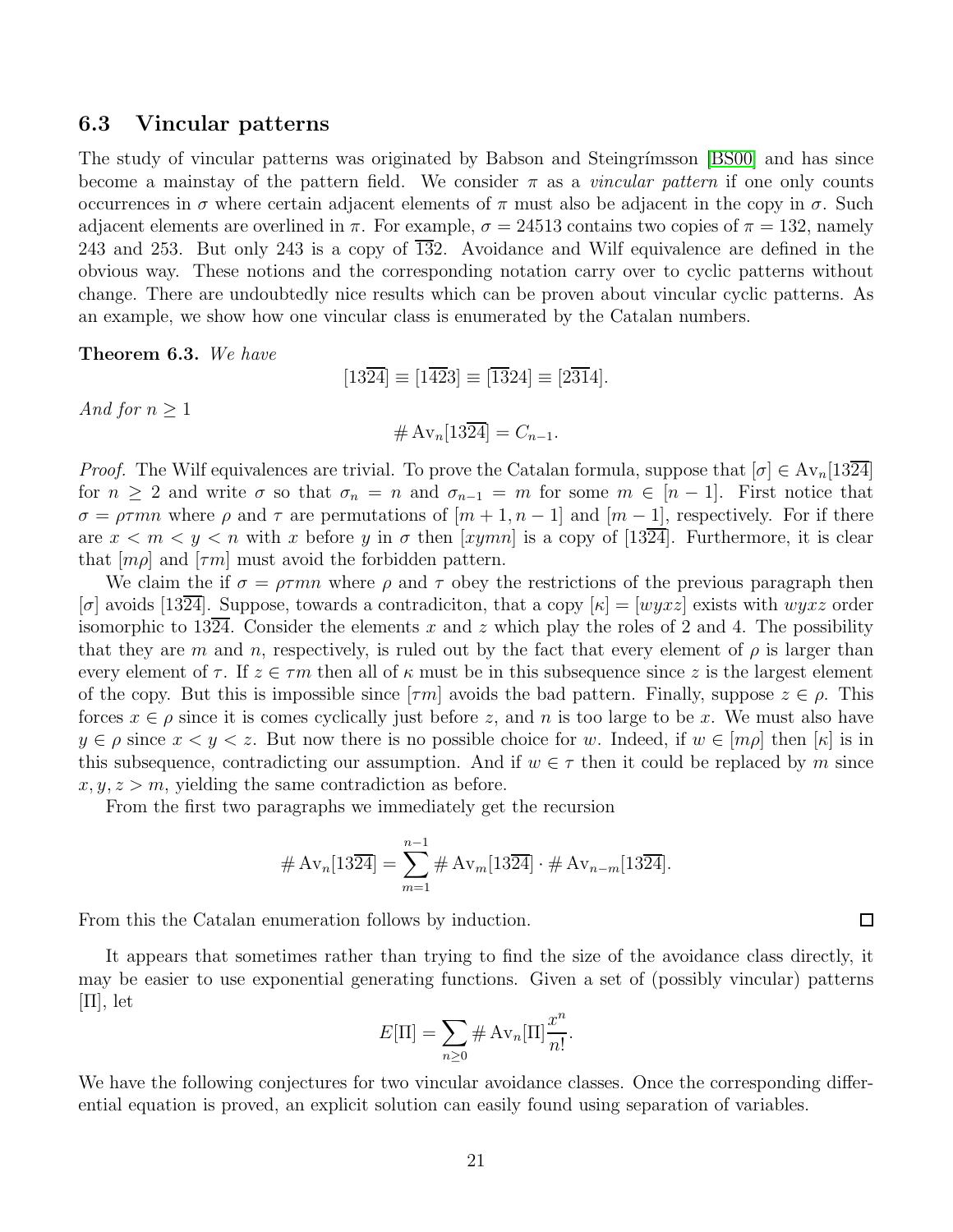### 6.3 Vincular patterns

The study of vincular patterns was originated by Babson and Steingrímsson [BS00] and has since become a mainstay of the pattern field. We consider $\pi$ as a *vincular pattern* if one only counts occurrences in $\sigma$ where certain adjacent elements of $\pi$ must also be adjacent in the copy in $\sigma$. Such adjacent elements are overlined in $\pi$. For example, $\sigma = 24513$ contains two copies of $\pi = 132$, namely 243 and 253. But only 243 is a copy of $\overline{13}2$. Avoidance and Wilf equivalence are defined in the obvious way. These notions and the corresponding notation carry over to cyclic patterns without change. There are undoubtedly nice results which can be proven about vincular cyclic patterns. As an example, we show how one vincular class is enumerated by the Catalan numbers.

**Theorem 6.3.** *We have*

$$[13\overline{24}] \equiv [1\overline{42}3] \equiv [\overline{13}24] \equiv [2\overline{31}4].$$

*And for* $n \geq 1$

$$\#\operatorname{Av}_n[13\overline{24}] = C_{n-1}.$$

*Proof.* The Wilf equivalences are trivial. To prove the Catalan formula, suppose that $[\sigma] \in \operatorname{Av}_n[13\overline{24}]$ for $n \geq 2$ and write $\sigma$ so that $\sigma_n = n$ and $\sigma_{n-1} = m$ for some $m \in [n-1]$. First notice that $\sigma = \rho\tau mn$ where $\rho$ and $\tau$ are permutations of $[m+1, n-1]$ and $[m-1]$, respectively. For if there are $x < m < y < n$ with $x$ before $y$ in $\sigma$ then $[xymn]$ is a copy of $[13\overline{24}]$. Furthermore, it is clear that $[m\rho]$ and $[\tau m]$ must avoid the forbidden pattern.

We claim the if $\sigma = \rho\tau mn$ where $\rho$ and $\tau$ obey the restrictions of the previous paragraph then $[\sigma]$ avoids $[13\overline{24}]$. Suppose, towards a contradiciton, that a copy $[\kappa] = [wyxz]$ exists with $wyxz$ order isomorphic to $13\overline{24}$. Consider the elements $x$ and $z$ which play the roles of 2 and 4. The possibility that they are $m$ and $n$, respectively, is ruled out by the fact that every element of $\rho$ is larger than every element of $\tau$. If $z \in \tau m$ then all of $\kappa$ must be in this subsequence since $z$ is the largest element of the copy. But this is impossible since $[\tau m]$ avoids the bad pattern. Finally, suppose $z \in \rho$. This forces $x \in \rho$ since it is comes cyclically just before $z$, and $n$ is too large to be $x$. We must also have $y \in \rho$ since $x < y < z$. But now there is no possible choice for $w$. Indeed, if $w \in [m\rho]$ then $[\kappa]$ is in this subsequence, contradicting our assumption. And if $w \in \tau$ then it could be replaced by $m$ since $x, y, z > m$, yielding the same contradiction as before.

From the first two paragraphs we immediately get the recursion

$$\#\operatorname{Av}_n[13\overline{24}] = \sum_{m=1}^{n-1} \#\operatorname{Av}_m[13\overline{24}] \cdot \#\operatorname{Av}_{n-m}[13\overline{24}].$$

From this the Catalan enumeration follows by induction. $\square$

It appears that sometimes rather than trying to find the size of the avoidance class directly, it may be easier to use exponential generating functions. Given a set of (possibly vincular) patterns $[\Pi]$, let

$$E[\Pi] = \sum_{n \geq 0} \#\operatorname{Av}_n[\Pi] \frac{x^n}{n!}.$$

We have the following conjectures for two vincular avoidance classes. Once the corresponding differential equation is proved, an explicit solution can easily found using separation of variables.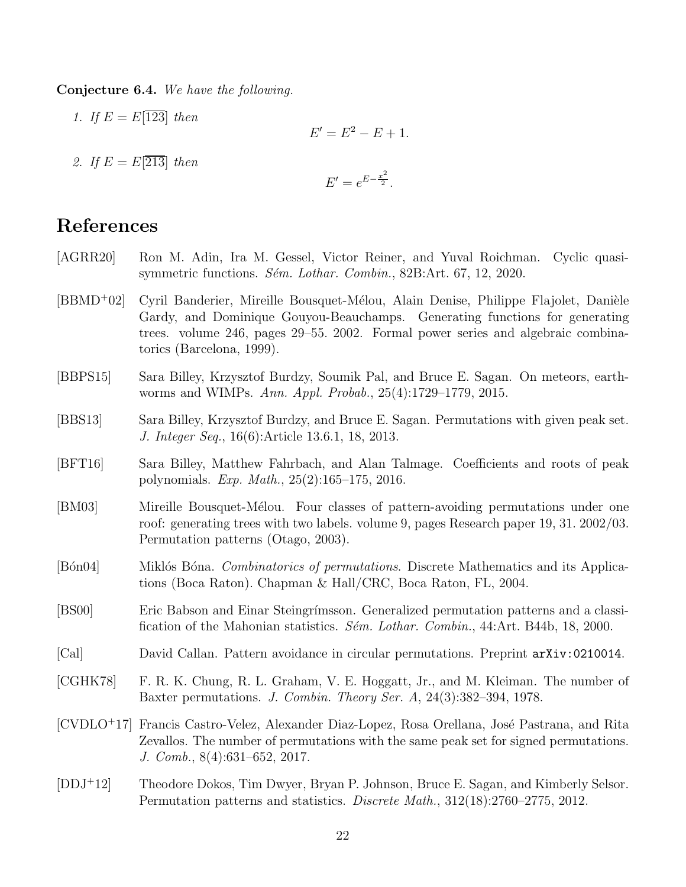**Conjecture 6.4.** *We have the following.*

1. *If* $E = E[\overline{123}]$ *then*
$$E' = E^2 - E + 1.$$

2. *If* $E = E[\overline{213}]$ *then*
$$E' = e^{E - \frac{x^2}{2}}.$$

# References

[AGRR20] Ron M. Adin, Ira M. Gessel, Victor Reiner, and Yuval Roichman. Cyclic quasi-symmetric functions. *Sém. Lothar. Combin.*, 82B:Art. 67, 12, 2020.

[BBMD+02] Cyril Banderier, Mireille Bousquet-Mélou, Alain Denise, Philippe Flajolet, Danièle Gardy, and Dominique Gouyou-Beauchamps. Generating functions for generating trees. volume 246, pages 29–55. 2002. Formal power series and algebraic combinatorics (Barcelona, 1999).

[BBPS15] Sara Billey, Krzysztof Burdzy, Soumik Pal, and Bruce E. Sagan. On meteors, earthworms and WIMPs. *Ann. Appl. Probab.*, 25(4):1729–1779, 2015.

[BBS13] Sara Billey, Krzysztof Burdzy, and Bruce E. Sagan. Permutations with given peak set. *J. Integer Seq.*, 16(6):Article 13.6.1, 18, 2013.

[BFT16] Sara Billey, Matthew Fahrbach, and Alan Talmage. Coefficients and roots of peak polynomials. *Exp. Math.*, 25(2):165–175, 2016.

[BM03] Mireille Bousquet-Mélou. Four classes of pattern-avoiding permutations under one roof: generating trees with two labels. volume 9, pages Research paper 19, 31. 2002/03. Permutation patterns (Otago, 2003).

[Bón04] Miklós Bóna. *Combinatorics of permutations*. Discrete Mathematics and its Applications (Boca Raton). Chapman & Hall/CRC, Boca Raton, FL, 2004.

[BS00] Eric Babson and Einar Steingrímsson. Generalized permutation patterns and a classification of the Mahonian statistics. *Sém. Lothar. Combin.*, 44:Art. B44b, 18, 2000.

[Cal] David Callan. Pattern avoidance in circular permutations. Preprint `arXiv:0210014`.

[CGHK78] F. R. K. Chung, R. L. Graham, V. E. Hoggatt, Jr., and M. Kleiman. The number of Baxter permutations. *J. Combin. Theory Ser. A*, 24(3):382–394, 1978.

[CVDLO+17] Francis Castro-Velez, Alexander Diaz-Lopez, Rosa Orellana, José Pastrana, and Rita Zevallos. The number of permutations with the same peak set for signed permutations. *J. Comb.*, 8(4):631–652, 2017.

[DDJ+12] Theodore Dokos, Tim Dwyer, Bryan P. Johnson, Bruce E. Sagan, and Kimberly Selsor. Permutation patterns and statistics. *Discrete Math.*, 312(18):2760–2775, 2012.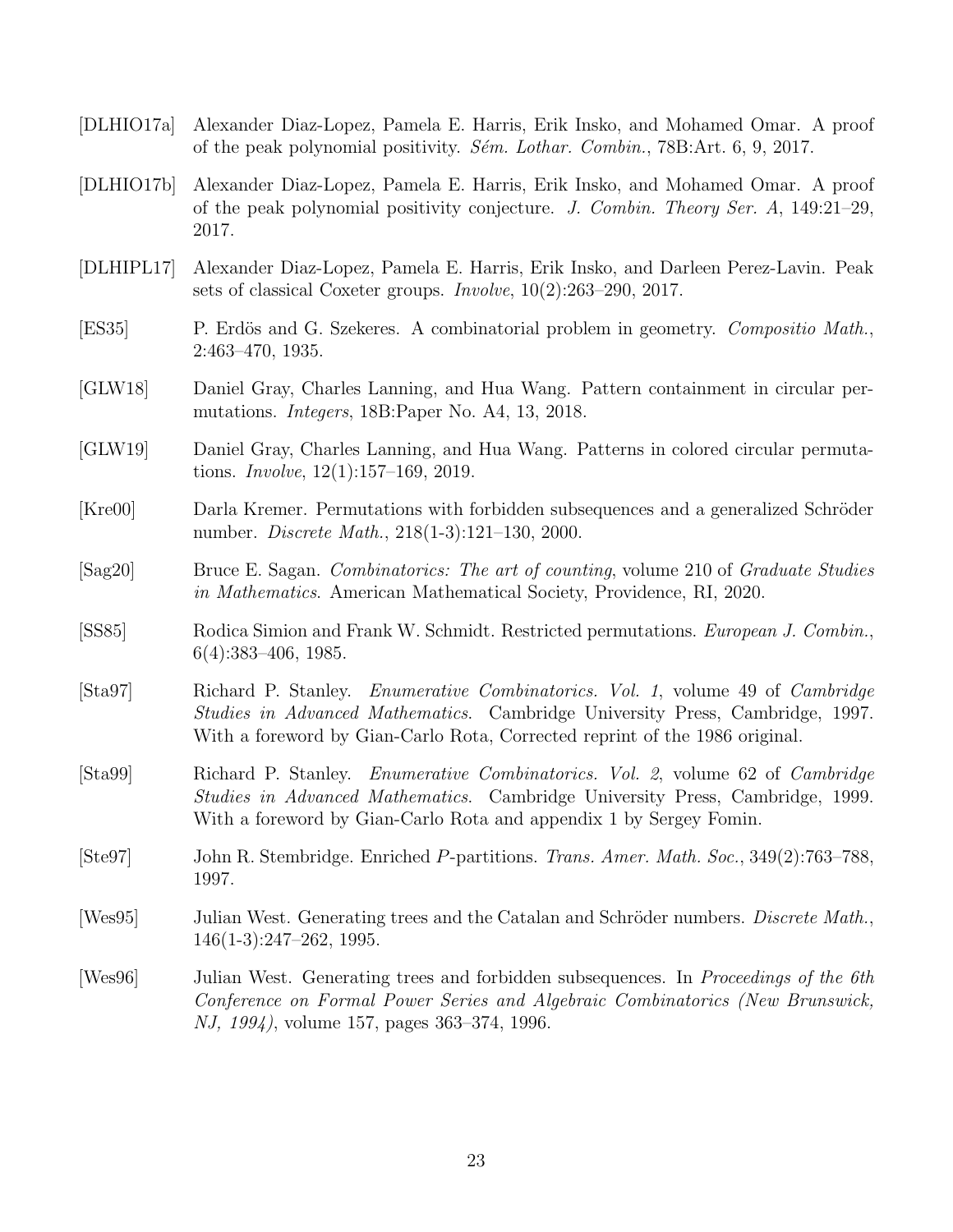[DLHIO17a] Alexander Diaz-Lopez, Pamela E. Harris, Erik Insko, and Mohamed Omar. A proof of the peak polynomial positivity. *Sém. Lothar. Combin.*, 78B:Art. 6, 9, 2017.

[DLHIO17b] Alexander Diaz-Lopez, Pamela E. Harris, Erik Insko, and Mohamed Omar. A proof of the peak polynomial positivity conjecture. *J. Combin. Theory Ser. A*, 149:21–29, 2017.

[DLHIPL17] Alexander Diaz-Lopez, Pamela E. Harris, Erik Insko, and Darleen Perez-Lavin. Peak sets of classical Coxeter groups. *Involve*, 10(2):263–290, 2017.

[ES35] P. Erdös and G. Szekeres. A combinatorial problem in geometry. *Compositio Math.*, 2:463–470, 1935.

[GLW18] Daniel Gray, Charles Lanning, and Hua Wang. Pattern containment in circular permutations. *Integers*, 18B:Paper No. A4, 13, 2018.

[GLW19] Daniel Gray, Charles Lanning, and Hua Wang. Patterns in colored circular permutations. *Involve*, 12(1):157–169, 2019.

[Kre00] Darla Kremer. Permutations with forbidden subsequences and a generalized Schröder number. *Discrete Math.*, 218(1-3):121–130, 2000.

[Sag20] Bruce E. Sagan. *Combinatorics: The art of counting*, volume 210 of *Graduate Studies in Mathematics*. American Mathematical Society, Providence, RI, 2020.

[SS85] Rodica Simion and Frank W. Schmidt. Restricted permutations. *European J. Combin.*, 6(4):383–406, 1985.

[Sta97] Richard P. Stanley. *Enumerative Combinatorics. Vol. 1*, volume 49 of *Cambridge Studies in Advanced Mathematics*. Cambridge University Press, Cambridge, 1997. With a foreword by Gian-Carlo Rota, Corrected reprint of the 1986 original.

[Sta99] Richard P. Stanley. *Enumerative Combinatorics. Vol. 2*, volume 62 of *Cambridge Studies in Advanced Mathematics*. Cambridge University Press, Cambridge, 1999. With a foreword by Gian-Carlo Rota and appendix 1 by Sergey Fomin.

[Ste97] John R. Stembridge. Enriched $P$-partitions. *Trans. Amer. Math. Soc.*, 349(2):763–788, 1997.

[Wes95] Julian West. Generating trees and the Catalan and Schröder numbers. *Discrete Math.*, 146(1-3):247–262, 1995.

[Wes96] Julian West. Generating trees and forbidden subsequences. In *Proceedings of the 6th Conference on Formal Power Series and Algebraic Combinatorics (New Brunswick, NJ, 1994)*, volume 157, pages 363–374, 1996.